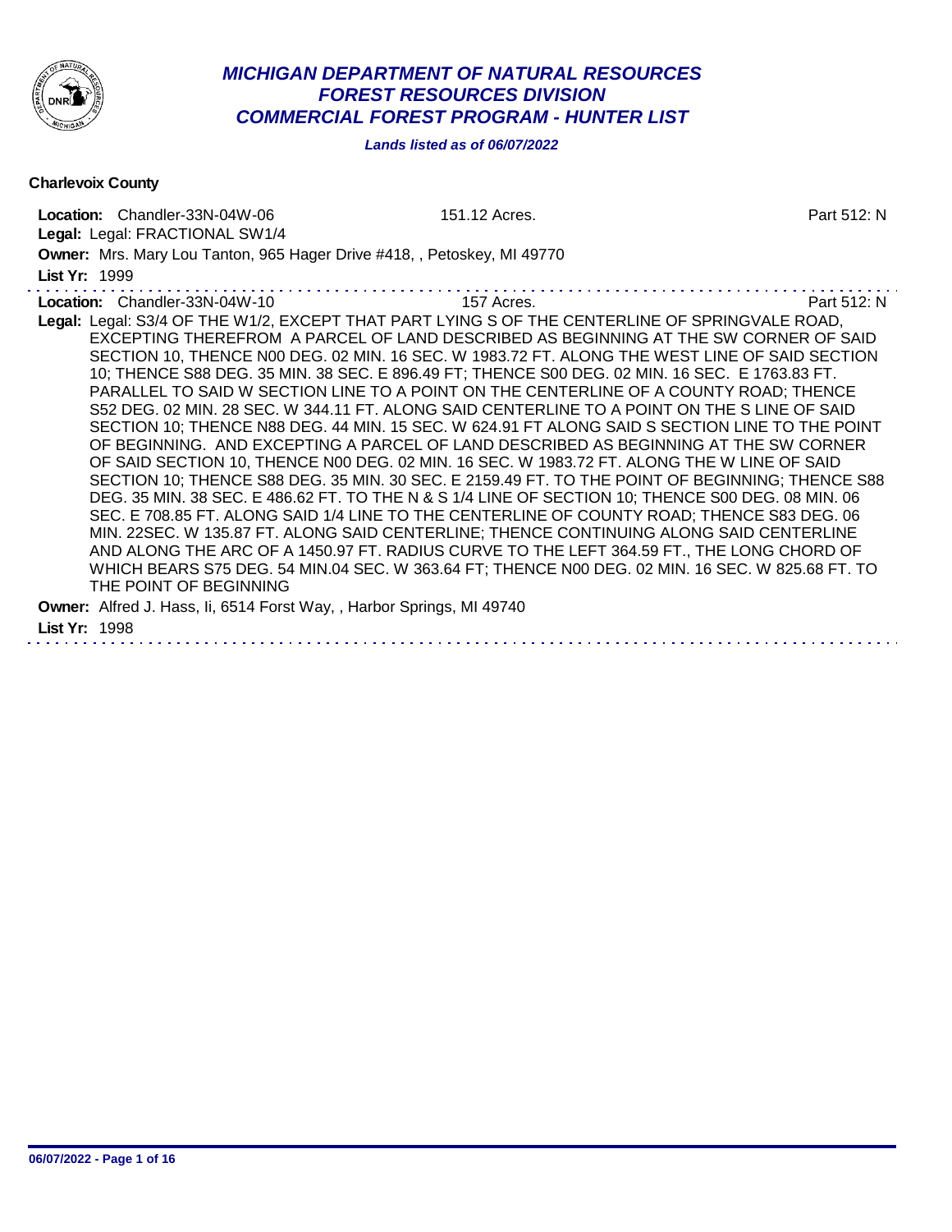# *MICHIGAN DEPARTMENT OF NATURAL RESOURCES*
## *FOREST RESOURCES DIVISION*
## *COMMERCIAL FOREST PROGRAM - HUNTER LIST*

***Lands listed as of 06/07/2022***

**Charlevoix County**

**Location:** Chandler-33N-04W-06 151.12 Acres. Part 512: N
**Legal:** Legal: FRACTIONAL SW1/4
**Owner:** Mrs. Mary Lou Tanton, 965 Hager Drive #418, , Petoskey, MI 49770
**List Yr:** 1999

---

**Location:** Chandler-33N-04W-10 157 Acres. Part 512: N
**Legal:** Legal: S3/4 OF THE W1/2, EXCEPT THAT PART LYING S OF THE CENTERLINE OF SPRINGVALE ROAD, EXCEPTING THEREFROM A PARCEL OF LAND DESCRIBED AS BEGINNING AT THE SW CORNER OF SAID SECTION 10, THENCE N00 DEG. 02 MIN. 16 SEC. W 1983.72 FT. ALONG THE WEST LINE OF SAID SECTION 10; THENCE S88 DEG. 35 MIN. 38 SEC. E 896.49 FT; THENCE S00 DEG. 02 MIN. 16 SEC. E 1763.83 FT. PARALLEL TO SAID W SECTION LINE TO A POINT ON THE CENTERLINE OF A COUNTY ROAD; THENCE S52 DEG. 02 MIN. 28 SEC. W 344.11 FT. ALONG SAID CENTERLINE TO A POINT ON THE S LINE OF SAID SECTION 10; THENCE N88 DEG. 44 MIN. 15 SEC. W 624.91 FT ALONG SAID S SECTION LINE TO THE POINT OF BEGINNING. AND EXCEPTING A PARCEL OF LAND DESCRIBED AS BEGINNING AT THE SW CORNER OF SAID SECTION 10, THENCE N00 DEG. 02 MIN. 16 SEC. W 1983.72 FT. ALONG THE W LINE OF SAID SECTION 10; THENCE S88 DEG. 35 MIN. 30 SEC. E 2159.49 FT. TO THE POINT OF BEGINNING; THENCE S88 DEG. 35 MIN. 38 SEC. E 486.62 FT. TO THE N & S 1/4 LINE OF SECTION 10; THENCE S00 DEG. 08 MIN. 06 SEC. E 708.85 FT. ALONG SAID 1/4 LINE TO THE CENTERLINE OF COUNTY ROAD; THENCE S83 DEG. 06 MIN. 22SEC. W 135.87 FT. ALONG SAID CENTERLINE; THENCE CONTINUING ALONG SAID CENTERLINE AND ALONG THE ARC OF A 1450.97 FT. RADIUS CURVE TO THE LEFT 364.59 FT., THE LONG CHORD OF WHICH BEARS S75 DEG. 54 MIN.04 SEC. W 363.64 FT; THENCE N00 DEG. 02 MIN. 16 SEC. W 825.68 FT. TO THE POINT OF BEGINNING
**Owner:** Alfred J. Hass, Ii, 6514 Forst Way, , Harbor Springs, MI 49740
**List Yr:** 1998

---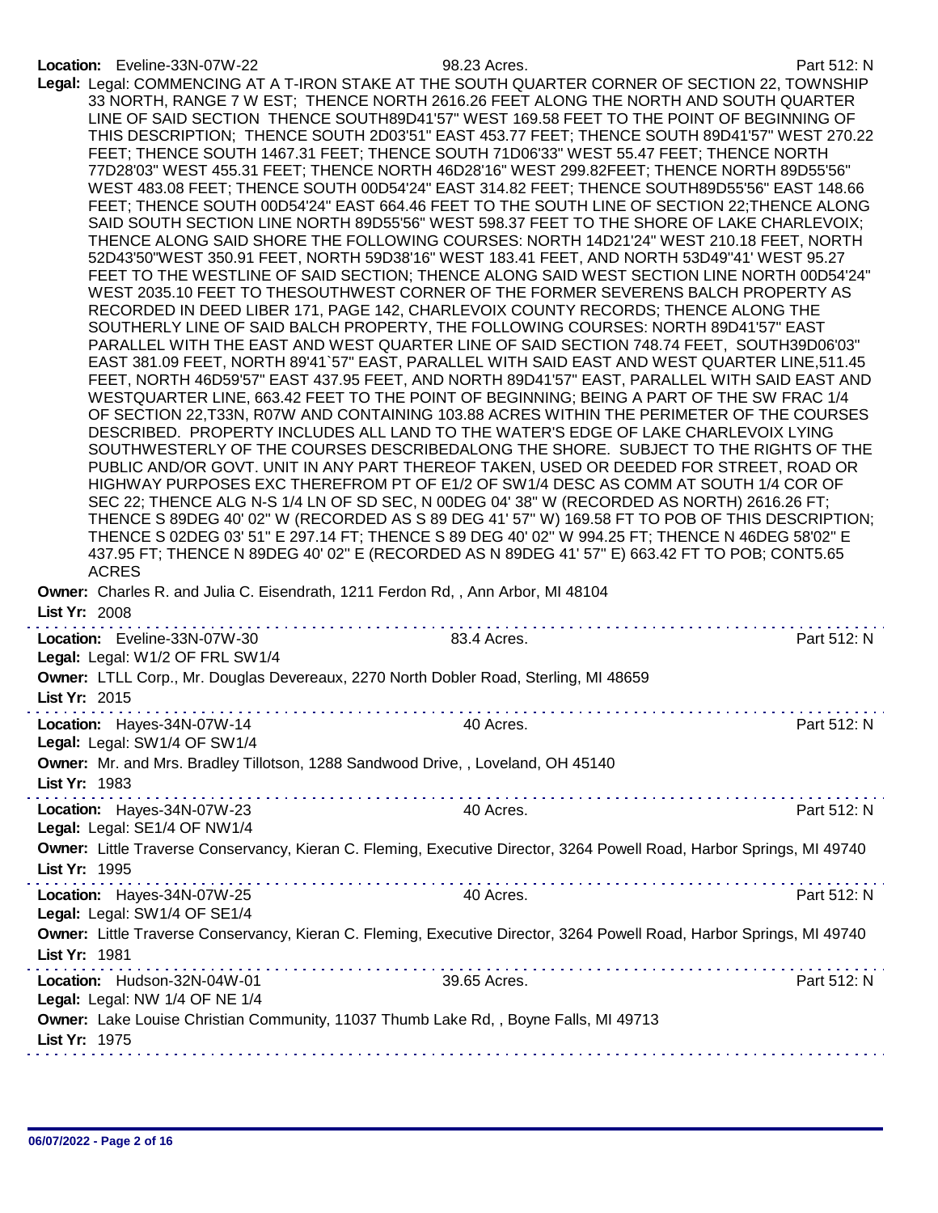**Location:** Eveline-33N-07W-22 98.23 Acres. Part 512: N

**Legal:** Legal: COMMENCING AT A T-IRON STAKE AT THE SOUTH QUARTER CORNER OF SECTION 22, TOWNSHIP 33 NORTH, RANGE 7 W EST; THENCE NORTH 2616.26 FEET ALONG THE NORTH AND SOUTH QUARTER LINE OF SAID SECTION THENCE SOUTH89D41'57" WEST 169.58 FEET TO THE POINT OF BEGINNING OF THIS DESCRIPTION; THENCE SOUTH 2D03'51" EAST 453.77 FEET; THENCE SOUTH 89D41'57" WEST 270.22 FEET; THENCE SOUTH 1467.31 FEET; THENCE SOUTH 71D06'33" WEST 55.47 FEET; THENCE NORTH 77D28'03" WEST 455.31 FEET; THENCE NORTH 46D28'16" WEST 299.82FEET; THENCE NORTH 89D55'56" WEST 483.08 FEET; THENCE SOUTH 00D54'24" EAST 314.82 FEET; THENCE SOUTH89D55'56" EAST 148.66 FEET; THENCE SOUTH 00D54'24" EAST 664.46 FEET TO THE SOUTH LINE OF SECTION 22;THENCE ALONG SAID SOUTH SECTION LINE NORTH 89D55'56" WEST 598.37 FEET TO THE SHORE OF LAKE CHARLEVOIX; THENCE ALONG SAID SHORE THE FOLLOWING COURSES: NORTH 14D21'24" WEST 210.18 FEET, NORTH 52D43'50"WEST 350.91 FEET, NORTH 59D38'16" WEST 183.41 FEET, AND NORTH 53D49"41' WEST 95.27 FEET TO THE WESTLINE OF SAID SECTION; THENCE ALONG SAID WEST SECTION LINE NORTH 00D54'24" WEST 2035.10 FEET TO THESOUTHWEST CORNER OF THE FORMER SEVERENS BALCH PROPERTY AS RECORDED IN DEED LIBER 171, PAGE 142, CHARLEVOIX COUNTY RECORDS; THENCE ALONG THE SOUTHERLY LINE OF SAID BALCH PROPERTY, THE FOLLOWING COURSES: NORTH 89D41'57" EAST PARALLEL WITH THE EAST AND WEST QUARTER LINE OF SAID SECTION 748.74 FEET, SOUTH39D06'03" EAST 381.09 FEET, NORTH 89'41`57" EAST, PARALLEL WITH SAID EAST AND WEST QUARTER LINE,511.45 FEET, NORTH 46D59'57" EAST 437.95 FEET, AND NORTH 89D41'57" EAST, PARALLEL WITH SAID EAST AND WESTQUARTER LINE, 663.42 FEET TO THE POINT OF BEGINNING; BEING A PART OF THE SW FRAC 1/4 OF SECTION 22,T33N, R07W AND CONTAINING 103.88 ACRES WITHIN THE PERIMETER OF THE COURSES DESCRIBED. PROPERTY INCLUDES ALL LAND TO THE WATER'S EDGE OF LAKE CHARLEVOIX LYING SOUTHWESTERLY OF THE COURSES DESCRIBEDALONG THE SHORE. SUBJECT TO THE RIGHTS OF THE PUBLIC AND/OR GOVT. UNIT IN ANY PART THEREOF TAKEN, USED OR DEEDED FOR STREET, ROAD OR HIGHWAY PURPOSES EXC THEREFROM PT OF E1/2 OF SW1/4 DESC AS COMM AT SOUTH 1/4 COR OF SEC 22; THENCE ALG N-S 1/4 LN OF SD SEC, N 00DEG 04' 38" W (RECORDED AS NORTH) 2616.26 FT; THENCE S 89DEG 40' 02" W (RECORDED AS S 89 DEG 41' 57" W) 169.58 FT TO POB OF THIS DESCRIPTION; THENCE S 02DEG 03' 51" E 297.14 FT; THENCE S 89 DEG 40' 02" W 994.25 FT; THENCE N 46DEG 58'02" E 437.95 FT; THENCE N 89DEG 40' 02" E (RECORDED AS N 89DEG 41' 57" E) 663.42 FT TO POB; CONT5.65 ACRES

**Owner:** Charles R. and Julia C. Eisendrath, 1211 Ferdon Rd, , Ann Arbor, MI 48104

**List Yr:** 2008

---

**Location:** Eveline-33N-07W-30 83.4 Acres. Part 512: N

**Legal:** Legal: W1/2 OF FRL SW1/4

**Owner:** LTLL Corp., Mr. Douglas Devereaux, 2270 North Dobler Road, Sterling, MI 48659

**List Yr:** 2015

---

**Location:** Hayes-34N-07W-14 40 Acres. Part 512: N

**Legal:** Legal: SW1/4 OF SW1/4

**Owner:** Mr. and Mrs. Bradley Tillotson, 1288 Sandwood Drive, , Loveland, OH 45140

**List Yr:** 1983

---

**Location:** Hayes-34N-07W-23 40 Acres. Part 512: N

**Legal:** Legal: SE1/4 OF NW1/4

**Owner:** Little Traverse Conservancy, Kieran C. Fleming, Executive Director, 3264 Powell Road, Harbor Springs, MI 49740

**List Yr:** 1995

---

**Location:** Hayes-34N-07W-25 40 Acres. Part 512: N

**Legal:** Legal: SW1/4 OF SE1/4

**Owner:** Little Traverse Conservancy, Kieran C. Fleming, Executive Director, 3264 Powell Road, Harbor Springs, MI 49740

**List Yr:** 1981

---

**Location:** Hudson-32N-04W-01 39.65 Acres. Part 512: N

**Legal:** Legal: NW 1/4 OF NE 1/4

**Owner:** Lake Louise Christian Community, 11037 Thumb Lake Rd, , Boyne Falls, MI 49713

**List Yr:** 1975

---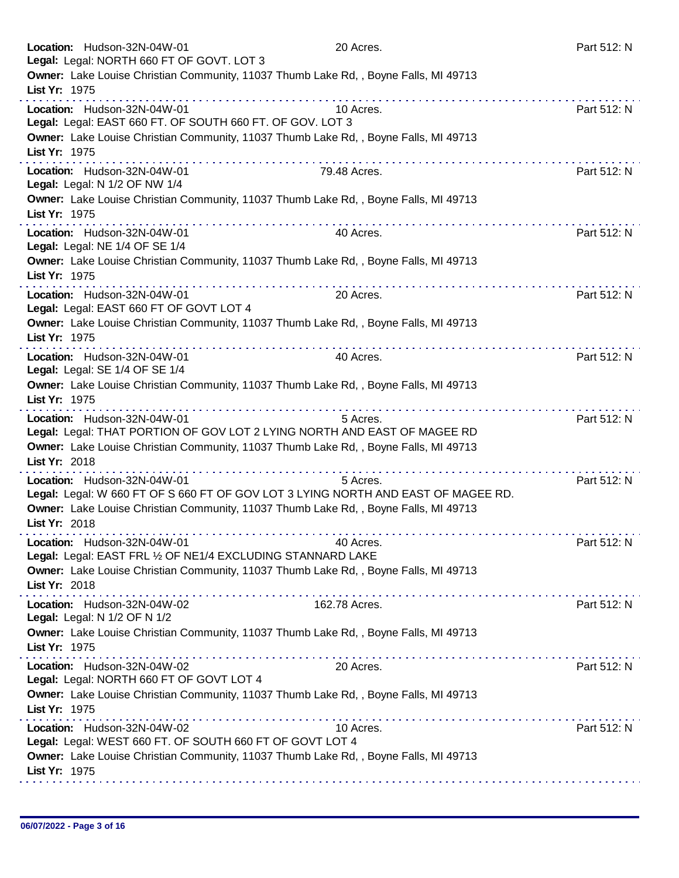**Location:** Hudson-32N-04W-01 20 Acres. Part 512: N
**Legal:** Legal: NORTH 660 FT OF GOVT. LOT 3
**Owner:** Lake Louise Christian Community, 11037 Thumb Lake Rd, , Boyne Falls, MI 49713
**List Yr:** 1975

---

**Location:** Hudson-32N-04W-01 10 Acres. Part 512: N
**Legal:** Legal: EAST 660 FT. OF SOUTH 660 FT. OF GOV. LOT 3
**Owner:** Lake Louise Christian Community, 11037 Thumb Lake Rd, , Boyne Falls, MI 49713
**List Yr:** 1975

---

**Location:** Hudson-32N-04W-01 79.48 Acres. Part 512: N
**Legal:** Legal: N 1/2 OF NW 1/4
**Owner:** Lake Louise Christian Community, 11037 Thumb Lake Rd, , Boyne Falls, MI 49713
**List Yr:** 1975

---

**Location:** Hudson-32N-04W-01 40 Acres. Part 512: N
**Legal:** Legal: NE 1/4 OF SE 1/4
**Owner:** Lake Louise Christian Community, 11037 Thumb Lake Rd, , Boyne Falls, MI 49713
**List Yr:** 1975

---

**Location:** Hudson-32N-04W-01 20 Acres. Part 512: N
**Legal:** Legal: EAST 660 FT OF GOVT LOT 4
**Owner:** Lake Louise Christian Community, 11037 Thumb Lake Rd, , Boyne Falls, MI 49713
**List Yr:** 1975

---

**Location:** Hudson-32N-04W-01 40 Acres. Part 512: N
**Legal:** Legal: SE 1/4 OF SE 1/4
**Owner:** Lake Louise Christian Community, 11037 Thumb Lake Rd, , Boyne Falls, MI 49713
**List Yr:** 1975

---

**Location:** Hudson-32N-04W-01 5 Acres. Part 512: N
**Legal:** Legal: THAT PORTION OF GOV LOT 2 LYING NORTH AND EAST OF MAGEE RD
**Owner:** Lake Louise Christian Community, 11037 Thumb Lake Rd, , Boyne Falls, MI 49713
**List Yr:** 2018

---

**Location:** Hudson-32N-04W-01 5 Acres. Part 512: N
**Legal:** Legal: W 660 FT OF S 660 FT OF GOV LOT 3 LYING NORTH AND EAST OF MAGEE RD.
**Owner:** Lake Louise Christian Community, 11037 Thumb Lake Rd, , Boyne Falls, MI 49713
**List Yr:** 2018

---

**Location:** Hudson-32N-04W-01 40 Acres. Part 512: N
**Legal:** Legal: EAST FRL ½ OF NE1/4 EXCLUDING STANNARD LAKE
**Owner:** Lake Louise Christian Community, 11037 Thumb Lake Rd, , Boyne Falls, MI 49713
**List Yr:** 2018

---

**Location:** Hudson-32N-04W-02 162.78 Acres. Part 512: N
**Legal:** Legal: N 1/2 OF N 1/2
**Owner:** Lake Louise Christian Community, 11037 Thumb Lake Rd, , Boyne Falls, MI 49713
**List Yr:** 1975

---

**Location:** Hudson-32N-04W-02 20 Acres. Part 512: N
**Legal:** Legal: NORTH 660 FT OF GOVT LOT 4
**Owner:** Lake Louise Christian Community, 11037 Thumb Lake Rd, , Boyne Falls, MI 49713
**List Yr:** 1975

---

**Location:** Hudson-32N-04W-02 10 Acres. Part 512: N
**Legal:** Legal: WEST 660 FT. OF SOUTH 660 FT OF GOVT LOT 4
**Owner:** Lake Louise Christian Community, 11037 Thumb Lake Rd, , Boyne Falls, MI 49713
**List Yr:** 1975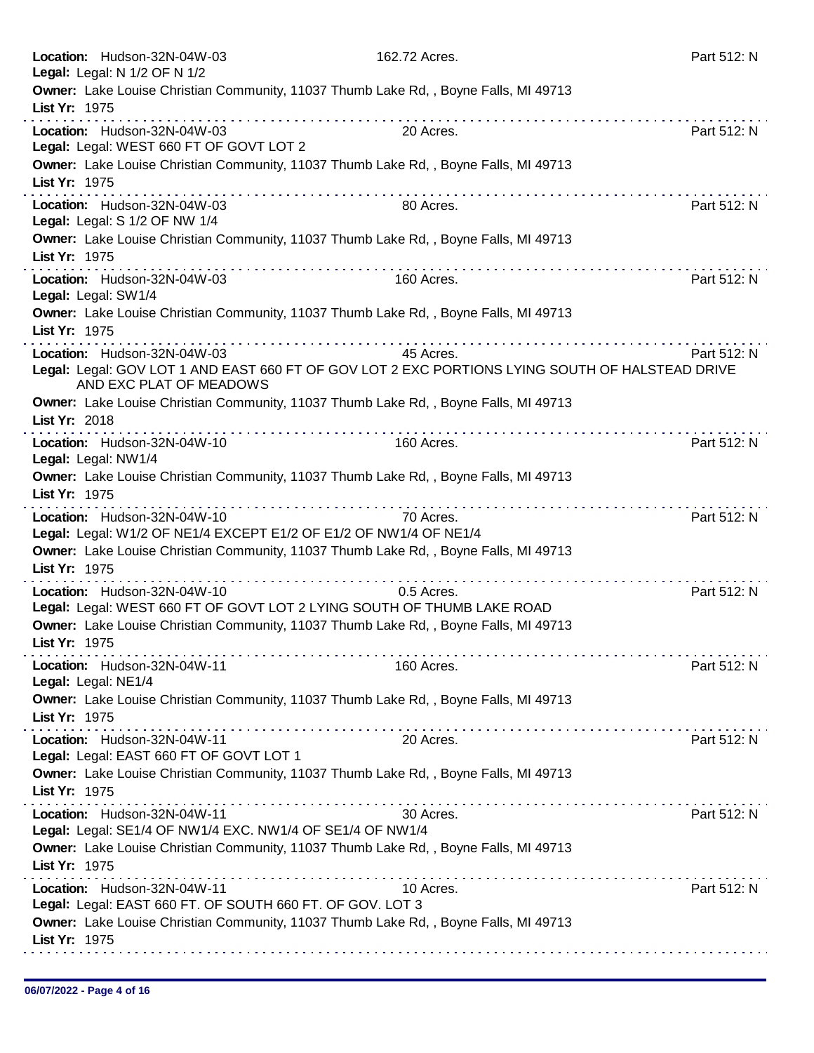**Location:** Hudson-32N-04W-03 162.72 Acres. Part 512: N
**Legal:** Legal: N 1/2 OF N 1/2
**Owner:** Lake Louise Christian Community, 11037 Thumb Lake Rd, , Boyne Falls, MI 49713
**List Yr:** 1975

---

**Location:** Hudson-32N-04W-03 20 Acres. Part 512: N
**Legal:** Legal: WEST 660 FT OF GOVT LOT 2
**Owner:** Lake Louise Christian Community, 11037 Thumb Lake Rd, , Boyne Falls, MI 49713
**List Yr:** 1975

---

**Location:** Hudson-32N-04W-03 80 Acres. Part 512: N
**Legal:** Legal: S 1/2 OF NW 1/4
**Owner:** Lake Louise Christian Community, 11037 Thumb Lake Rd, , Boyne Falls, MI 49713
**List Yr:** 1975

---

**Location:** Hudson-32N-04W-03 160 Acres. Part 512: N
**Legal:** Legal: SW1/4
**Owner:** Lake Louise Christian Community, 11037 Thumb Lake Rd, , Boyne Falls, MI 49713
**List Yr:** 1975

---

**Location:** Hudson-32N-04W-03 45 Acres. Part 512: N
**Legal:** Legal: GOV LOT 1 AND EAST 660 FT OF GOV LOT 2 EXC PORTIONS LYING SOUTH OF HALSTEAD DRIVE AND EXC PLAT OF MEADOWS
**Owner:** Lake Louise Christian Community, 11037 Thumb Lake Rd, , Boyne Falls, MI 49713
**List Yr:** 2018

---

**Location:** Hudson-32N-04W-10 160 Acres. Part 512: N
**Legal:** Legal: NW1/4
**Owner:** Lake Louise Christian Community, 11037 Thumb Lake Rd, , Boyne Falls, MI 49713
**List Yr:** 1975

---

**Location:** Hudson-32N-04W-10 70 Acres. Part 512: N
**Legal:** Legal: W1/2 OF NE1/4 EXCEPT E1/2 OF E1/2 OF NW1/4 OF NE1/4
**Owner:** Lake Louise Christian Community, 11037 Thumb Lake Rd, , Boyne Falls, MI 49713
**List Yr:** 1975

---

**Location:** Hudson-32N-04W-10 0.5 Acres. Part 512: N
**Legal:** Legal: WEST 660 FT OF GOVT LOT 2 LYING SOUTH OF THUMB LAKE ROAD
**Owner:** Lake Louise Christian Community, 11037 Thumb Lake Rd, , Boyne Falls, MI 49713
**List Yr:** 1975

---

**Location:** Hudson-32N-04W-11 160 Acres. Part 512: N
**Legal:** Legal: NE1/4
**Owner:** Lake Louise Christian Community, 11037 Thumb Lake Rd, , Boyne Falls, MI 49713
**List Yr:** 1975

---

**Location:** Hudson-32N-04W-11 20 Acres. Part 512: N
**Legal:** Legal: EAST 660 FT OF GOVT LOT 1
**Owner:** Lake Louise Christian Community, 11037 Thumb Lake Rd, , Boyne Falls, MI 49713
**List Yr:** 1975

---

**Location:** Hudson-32N-04W-11 30 Acres. Part 512: N
**Legal:** Legal: SE1/4 OF NW1/4 EXC. NW1/4 OF SE1/4 OF NW1/4
**Owner:** Lake Louise Christian Community, 11037 Thumb Lake Rd, , Boyne Falls, MI 49713
**List Yr:** 1975

---

**Location:** Hudson-32N-04W-11 10 Acres. Part 512: N
**Legal:** Legal: EAST 660 FT. OF SOUTH 660 FT. OF GOV. LOT 3
**Owner:** Lake Louise Christian Community, 11037 Thumb Lake Rd, , Boyne Falls, MI 49713
**List Yr:** 1975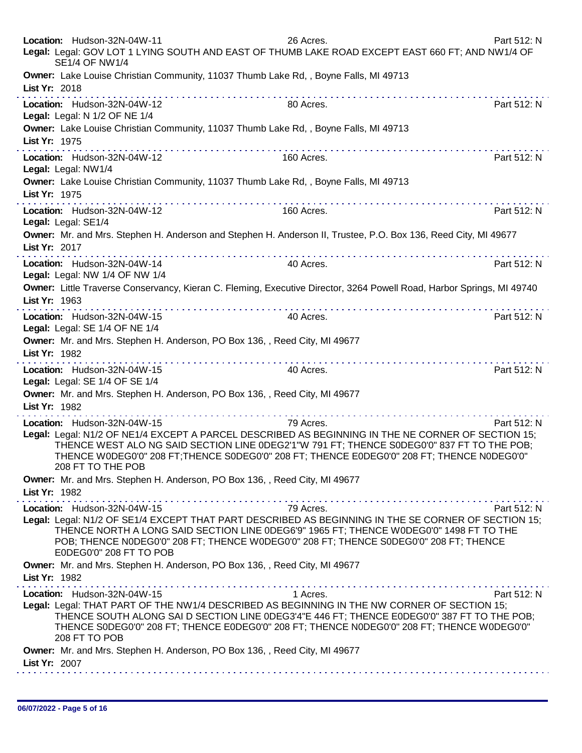**Location:** Hudson-32N-04W-11 26 Acres. Part 512: N
**Legal:** Legal: GOV LOT 1 LYING SOUTH AND EAST OF THUMB LAKE ROAD EXCEPT EAST 660 FT; AND NW1/4 OF SE1/4 OF NW1/4
**Owner:** Lake Louise Christian Community, 11037 Thumb Lake Rd, , Boyne Falls, MI 49713
**List Yr:** 2018

---

**Location:** Hudson-32N-04W-12 80 Acres. Part 512: N
**Legal:** Legal: N 1/2 OF NE 1/4
**Owner:** Lake Louise Christian Community, 11037 Thumb Lake Rd, , Boyne Falls, MI 49713
**List Yr:** 1975

---

**Location:** Hudson-32N-04W-12 160 Acres. Part 512: N
**Legal:** Legal: NW1/4
**Owner:** Lake Louise Christian Community, 11037 Thumb Lake Rd, , Boyne Falls, MI 49713
**List Yr:** 1975

---

**Location:** Hudson-32N-04W-12 160 Acres. Part 512: N
**Legal:** Legal: SE1/4
**Owner:** Mr. and Mrs. Stephen H. Anderson and Stephen H. Anderson II, Trustee, P.O. Box 136, Reed City, MI 49677
**List Yr:** 2017

---

**Location:** Hudson-32N-04W-14 40 Acres. Part 512: N
**Legal:** Legal: NW 1/4 OF NW 1/4
**Owner:** Little Traverse Conservancy, Kieran C. Fleming, Executive Director, 3264 Powell Road, Harbor Springs, MI 49740
**List Yr:** 1963

---

**Location:** Hudson-32N-04W-15 40 Acres. Part 512: N
**Legal:** Legal: SE 1/4 OF NE 1/4
**Owner:** Mr. and Mrs. Stephen H. Anderson, PO Box 136, , Reed City, MI 49677
**List Yr:** 1982

---

**Location:** Hudson-32N-04W-15 40 Acres. Part 512: N
**Legal:** Legal: SE 1/4 OF SE 1/4
**Owner:** Mr. and Mrs. Stephen H. Anderson, PO Box 136, , Reed City, MI 49677
**List Yr:** 1982

---

**Location:** Hudson-32N-04W-15 79 Acres. Part 512: N
**Legal:** Legal: N1/2 OF NE1/4 EXCEPT A PARCEL DESCRIBED AS BEGINNING IN THE NE CORNER OF SECTION 15; THENCE WEST ALO NG SAID SECTION LINE 0DEG2'1"W 791 FT; THENCE S0DEG0'0" 837 FT TO THE POB; THENCE W0DEG0'0" 208 FT;THENCE S0DEG0'0" 208 FT; THENCE E0DEG0'0" 208 FT; THENCE N0DEG0'0" 208 FT TO THE POB
**Owner:** Mr. and Mrs. Stephen H. Anderson, PO Box 136, , Reed City, MI 49677
**List Yr:** 1982

---

**Location:** Hudson-32N-04W-15 79 Acres. Part 512: N
**Legal:** Legal: N1/2 OF SE1/4 EXCEPT THAT PART DESCRIBED AS BEGINNING IN THE SE CORNER OF SECTION 15; THENCE NORTH A LONG SAID SECTION LINE 0DEG6'9" 1965 FT; THENCE W0DEG0'0" 1498 FT TO THE POB; THENCE N0DEG0'0" 208 FT; THENCE W0DEG0'0" 208 FT; THENCE S0DEG0'0" 208 FT; THENCE E0DEG0'0" 208 FT TO POB
**Owner:** Mr. and Mrs. Stephen H. Anderson, PO Box 136, , Reed City, MI 49677
**List Yr:** 1982

---

**Location:** Hudson-32N-04W-15 1 Acres. Part 512: N
**Legal:** Legal: THAT PART OF THE NW1/4 DESCRIBED AS BEGINNING IN THE NW CORNER OF SECTION 15; THENCE SOUTH ALONG SAI D SECTION LINE 0DEG3'4"E 446 FT; THENCE E0DEG0'0" 387 FT TO THE POB; THENCE S0DEG0'0" 208 FT; THENCE E0DEG0'0" 208 FT; THENCE N0DEG0'0" 208 FT; THENCE W0DEG0'0" 208 FT TO POB
**Owner:** Mr. and Mrs. Stephen H. Anderson, PO Box 136, , Reed City, MI 49677
**List Yr:** 2007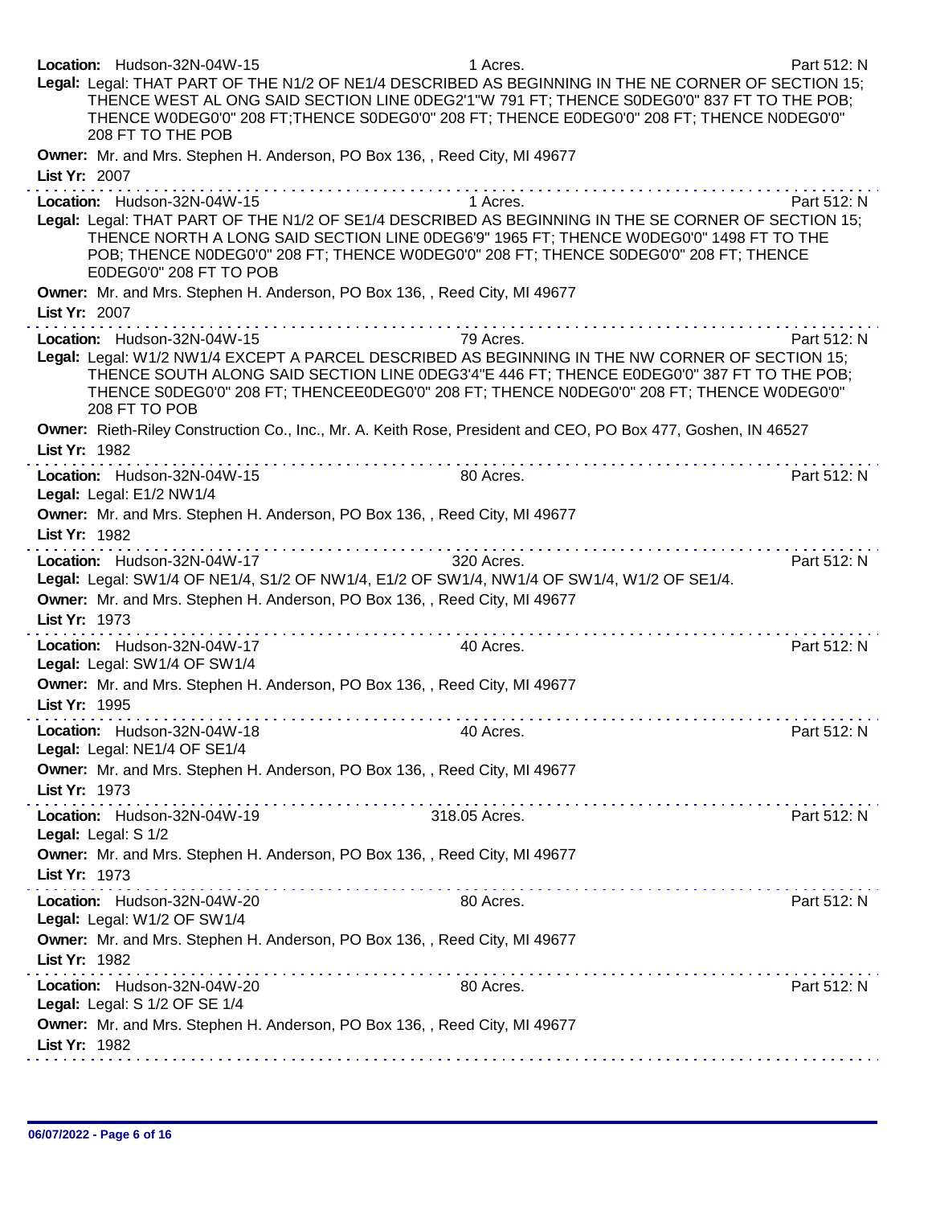**Location:** Hudson-32N-04W-15 1 Acres. Part 512: N

**Legal:** Legal: THAT PART OF THE N1/2 OF NE1/4 DESCRIBED AS BEGINNING IN THE NE CORNER OF SECTION 15; THENCE WEST AL ONG SAID SECTION LINE 0DEG2'1"W 791 FT; THENCE S0DEG0'0" 837 FT TO THE POB; THENCE W0DEG0'0" 208 FT;THENCE S0DEG0'0" 208 FT; THENCE E0DEG0'0" 208 FT; THENCE N0DEG0'0" 208 FT TO THE POB

**Owner:** Mr. and Mrs. Stephen H. Anderson, PO Box 136, , Reed City, MI 49677

**List Yr:** 2007

---

**Location:** Hudson-32N-04W-15 1 Acres. Part 512: N

**Legal:** Legal: THAT PART OF THE N1/2 OF SE1/4 DESCRIBED AS BEGINNING IN THE SE CORNER OF SECTION 15; THENCE NORTH A LONG SAID SECTION LINE 0DEG6'9" 1965 FT; THENCE W0DEG0'0" 1498 FT TO THE POB; THENCE N0DEG0'0" 208 FT; THENCE W0DEG0'0" 208 FT; THENCE S0DEG0'0" 208 FT; THENCE E0DEG0'0" 208 FT TO POB

**Owner:** Mr. and Mrs. Stephen H. Anderson, PO Box 136, , Reed City, MI 49677

**List Yr:** 2007

---

**Location:** Hudson-32N-04W-15 79 Acres. Part 512: N

**Legal:** Legal: W1/2 NW1/4 EXCEPT A PARCEL DESCRIBED AS BEGINNING IN THE NW CORNER OF SECTION 15; THENCE SOUTH ALONG SAID SECTION LINE 0DEG3'4"E 446 FT; THENCE E0DEG0'0" 387 FT TO THE POB; THENCE S0DEG0'0" 208 FT; THENCEE0DEG0'0" 208 FT; THENCE N0DEG0'0" 208 FT; THENCE W0DEG0'0" 208 FT TO POB

**Owner:** Rieth-Riley Construction Co., Inc., Mr. A. Keith Rose, President and CEO, PO Box 477, Goshen, IN 46527

**List Yr:** 1982

---

**Location:** Hudson-32N-04W-15 80 Acres. Part 512: N

**Legal:** Legal: E1/2 NW1/4

**Owner:** Mr. and Mrs. Stephen H. Anderson, PO Box 136, , Reed City, MI 49677

**List Yr:** 1982

---

**Location:** Hudson-32N-04W-17 320 Acres. Part 512: N

**Legal:** Legal: SW1/4 OF NE1/4, S1/2 OF NW1/4, E1/2 OF SW1/4, NW1/4 OF SW1/4, W1/2 OF SE1/4.

**Owner:** Mr. and Mrs. Stephen H. Anderson, PO Box 136, , Reed City, MI 49677

**List Yr:** 1973

---

**Location:** Hudson-32N-04W-17 40 Acres. Part 512: N

**Legal:** Legal: SW1/4 OF SW1/4

**Owner:** Mr. and Mrs. Stephen H. Anderson, PO Box 136, , Reed City, MI 49677

**List Yr:** 1995

---

**Location:** Hudson-32N-04W-18 40 Acres. Part 512: N

**Legal:** Legal: NE1/4 OF SE1/4

**Owner:** Mr. and Mrs. Stephen H. Anderson, PO Box 136, , Reed City, MI 49677

**List Yr:** 1973

---

**Location:** Hudson-32N-04W-19 318.05 Acres. Part 512: N

**Legal:** Legal: S 1/2

**Owner:** Mr. and Mrs. Stephen H. Anderson, PO Box 136, , Reed City, MI 49677

**List Yr:** 1973

---

**Location:** Hudson-32N-04W-20 80 Acres. Part 512: N

**Legal:** Legal: W1/2 OF SW1/4

**Owner:** Mr. and Mrs. Stephen H. Anderson, PO Box 136, , Reed City, MI 49677

**List Yr:** 1982

---

**Location:** Hudson-32N-04W-20 80 Acres. Part 512: N

**Legal:** Legal: S 1/2 OF SE 1/4

**Owner:** Mr. and Mrs. Stephen H. Anderson, PO Box 136, , Reed City, MI 49677

**List Yr:** 1982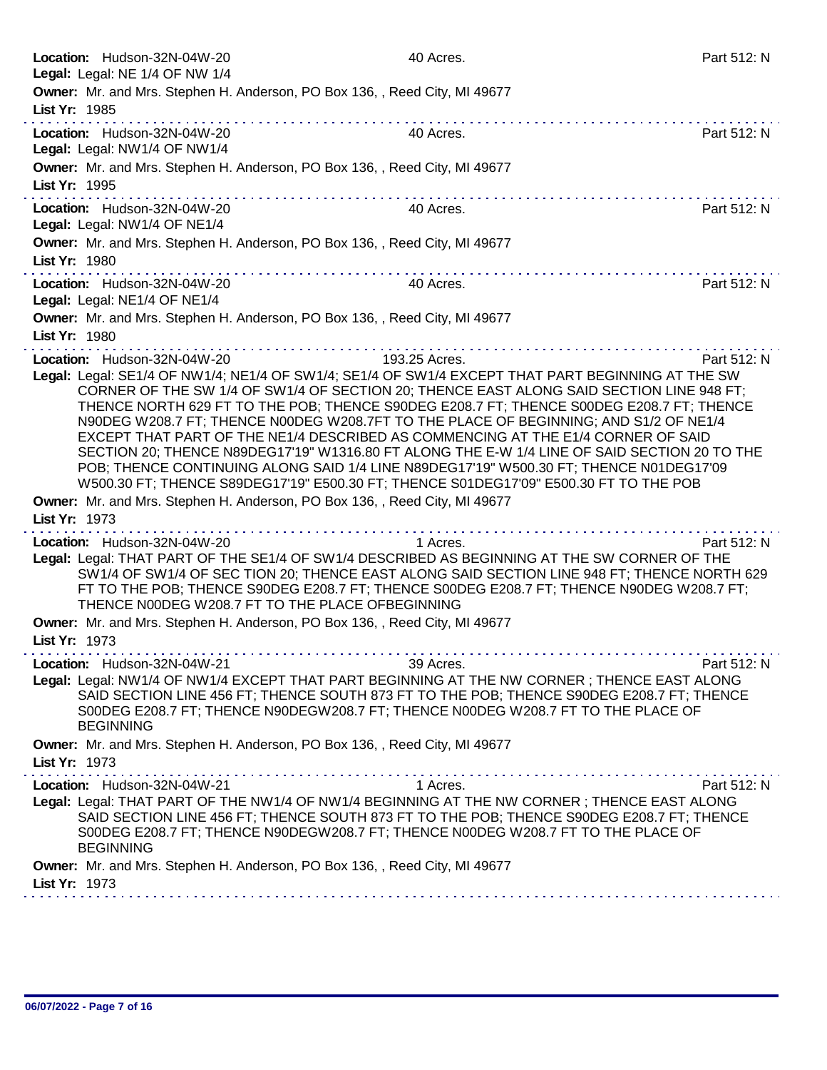**Location:** Hudson-32N-04W-20 40 Acres. Part 512: N
**Legal:** Legal: NE 1/4 OF NW 1/4
**Owner:** Mr. and Mrs. Stephen H. Anderson, PO Box 136, , Reed City, MI 49677
**List Yr:** 1985

---

**Location:** Hudson-32N-04W-20 40 Acres. Part 512: N
**Legal:** Legal: NW1/4 OF NW1/4
**Owner:** Mr. and Mrs. Stephen H. Anderson, PO Box 136, , Reed City, MI 49677
**List Yr:** 1995

---

**Location:** Hudson-32N-04W-20 40 Acres. Part 512: N
**Legal:** Legal: NW1/4 OF NE1/4
**Owner:** Mr. and Mrs. Stephen H. Anderson, PO Box 136, , Reed City, MI 49677
**List Yr:** 1980

---

**Location:** Hudson-32N-04W-20 40 Acres. Part 512: N
**Legal:** Legal: NE1/4 OF NE1/4
**Owner:** Mr. and Mrs. Stephen H. Anderson, PO Box 136, , Reed City, MI 49677
**List Yr:** 1980

---

**Location:** Hudson-32N-04W-20 193.25 Acres. Part 512: N
**Legal:** Legal: SE1/4 OF NW1/4; NE1/4 OF SW1/4; SE1/4 OF SW1/4 EXCEPT THAT PART BEGINNING AT THE SW CORNER OF THE SW 1/4 OF SW1/4 OF SECTION 20; THENCE EAST ALONG SAID SECTION LINE 948 FT; THENCE NORTH 629 FT TO THE POB; THENCE S90DEG E208.7 FT; THENCE S00DEG E208.7 FT; THENCE N90DEG W208.7 FT; THENCE N00DEG W208.7FT TO THE PLACE OF BEGINNING; AND S1/2 OF NE1/4 EXCEPT THAT PART OF THE NE1/4 DESCRIBED AS COMMENCING AT THE E1/4 CORNER OF SAID SECTION 20; THENCE N89DEG17'19" W1316.80 FT ALONG THE E-W 1/4 LINE OF SAID SECTION 20 TO THE POB; THENCE CONTINUING ALONG SAID 1/4 LINE N89DEG17'19" W500.30 FT; THENCE N01DEG17'09 W500.30 FT; THENCE S89DEG17'19" E500.30 FT; THENCE S01DEG17'09" E500.30 FT TO THE POB
**Owner:** Mr. and Mrs. Stephen H. Anderson, PO Box 136, , Reed City, MI 49677
**List Yr:** 1973

---

**Location:** Hudson-32N-04W-20 1 Acres. Part 512: N
**Legal:** Legal: THAT PART OF THE SE1/4 OF SW1/4 DESCRIBED AS BEGINNING AT THE SW CORNER OF THE SW1/4 OF SW1/4 OF SEC TION 20; THENCE EAST ALONG SAID SECTION LINE 948 FT; THENCE NORTH 629 FT TO THE POB; THENCE S90DEG E208.7 FT; THENCE S00DEG E208.7 FT; THENCE N90DEG W208.7 FT; THENCE N00DEG W208.7 FT TO THE PLACE OFBEGINNING
**Owner:** Mr. and Mrs. Stephen H. Anderson, PO Box 136, , Reed City, MI 49677
**List Yr:** 1973

---

**Location:** Hudson-32N-04W-21 39 Acres. Part 512: N
**Legal:** Legal: NW1/4 OF NW1/4 EXCEPT THAT PART BEGINNING AT THE NW CORNER ; THENCE EAST ALONG SAID SECTION LINE 456 FT; THENCE SOUTH 873 FT TO THE POB; THENCE S90DEG E208.7 FT; THENCE S00DEG E208.7 FT; THENCE N90DEGW208.7 FT; THENCE N00DEG W208.7 FT TO THE PLACE OF BEGINNING
**Owner:** Mr. and Mrs. Stephen H. Anderson, PO Box 136, , Reed City, MI 49677
**List Yr:** 1973

---

**Location:** Hudson-32N-04W-21 1 Acres. Part 512: N
**Legal:** Legal: THAT PART OF THE NW1/4 OF NW1/4 BEGINNING AT THE NW CORNER ; THENCE EAST ALONG SAID SECTION LINE 456 FT; THENCE SOUTH 873 FT TO THE POB; THENCE S90DEG E208.7 FT; THENCE S00DEG E208.7 FT; THENCE N90DEGW208.7 FT; THENCE N00DEG W208.7 FT TO THE PLACE OF BEGINNING
**Owner:** Mr. and Mrs. Stephen H. Anderson, PO Box 136, , Reed City, MI 49677
**List Yr:** 1973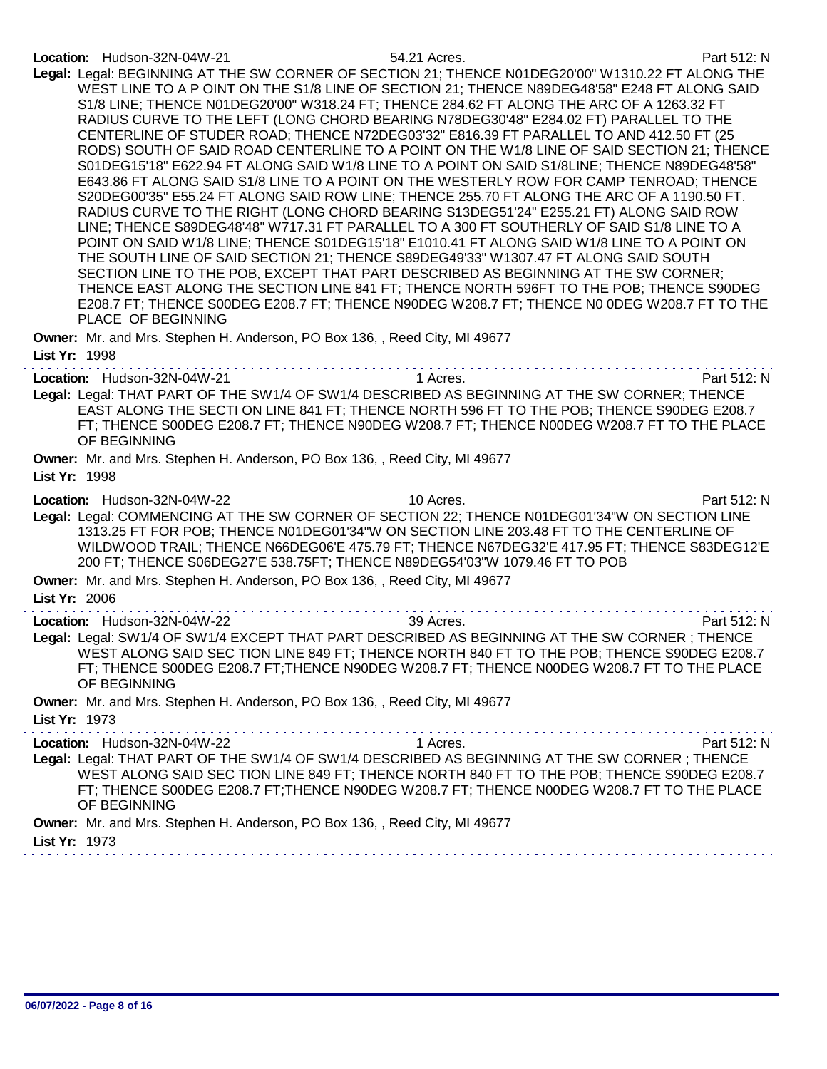**Location:** Hudson-32N-04W-21 54.21 Acres. Part 512: N

**Legal:** Legal: BEGINNING AT THE SW CORNER OF SECTION 21; THENCE N01DEG20'00" W1310.22 FT ALONG THE WEST LINE TO A P OINT ON THE S1/8 LINE OF SECTION 21; THENCE N89DEG48'58" E248 FT ALONG SAID S1/8 LINE; THENCE N01DEG20'00" W318.24 FT; THENCE 284.62 FT ALONG THE ARC OF A 1263.32 FT RADIUS CURVE TO THE LEFT (LONG CHORD BEARING N78DEG30'48" E284.02 FT) PARALLEL TO THE CENTERLINE OF STUDER ROAD; THENCE N72DEG03'32" E816.39 FT PARALLEL TO AND 412.50 FT (25 RODS) SOUTH OF SAID ROAD CENTERLINE TO A POINT ON THE W1/8 LINE OF SAID SECTION 21; THENCE S01DEG15'18" E622.94 FT ALONG SAID W1/8 LINE TO A POINT ON SAID S1/8LINE; THENCE N89DEG48'58" E643.86 FT ALONG SAID S1/8 LINE TO A POINT ON THE WESTERLY ROW FOR CAMP TENROAD; THENCE S20DEG00'35" E55.24 FT ALONG SAID ROW LINE; THENCE 255.70 FT ALONG THE ARC OF A 1190.50 FT. RADIUS CURVE TO THE RIGHT (LONG CHORD BEARING S13DEG51'24" E255.21 FT) ALONG SAID ROW LINE; THENCE S89DEG48'48" W717.31 FT PARALLEL TO A 300 FT SOUTHERLY OF SAID S1/8 LINE TO A POINT ON SAID W1/8 LINE; THENCE S01DEG15'18" E1010.41 FT ALONG SAID W1/8 LINE TO A POINT ON THE SOUTH LINE OF SAID SECTION 21; THENCE S89DEG49'33" W1307.47 FT ALONG SAID SOUTH SECTION LINE TO THE POB, EXCEPT THAT PART DESCRIBED AS BEGINNING AT THE SW CORNER; THENCE EAST ALONG THE SECTION LINE 841 FT; THENCE NORTH 596FT TO THE POB; THENCE S90DEG E208.7 FT; THENCE S00DEG E208.7 FT; THENCE N90DEG W208.7 FT; THENCE N0 0DEG W208.7 FT TO THE PLACE OF BEGINNING

**Owner:** Mr. and Mrs. Stephen H. Anderson, PO Box 136, , Reed City, MI 49677

**List Yr:** 1998

---

**Location:** Hudson-32N-04W-21 1 Acres. Part 512: N

**Legal:** Legal: THAT PART OF THE SW1/4 OF SW1/4 DESCRIBED AS BEGINNING AT THE SW CORNER; THENCE EAST ALONG THE SECTI ON LINE 841 FT; THENCE NORTH 596 FT TO THE POB; THENCE S90DEG E208.7 FT; THENCE S00DEG E208.7 FT; THENCE N90DEG W208.7 FT; THENCE N00DEG W208.7 FT TO THE PLACE OF BEGINNING

**Owner:** Mr. and Mrs. Stephen H. Anderson, PO Box 136, , Reed City, MI 49677

**List Yr:** 1998

---

**Location:** Hudson-32N-04W-22 10 Acres. Part 512: N

**Legal:** Legal: COMMENCING AT THE SW CORNER OF SECTION 22; THENCE N01DEG01'34"W ON SECTION LINE 1313.25 FT FOR POB; THENCE N01DEG01'34"W ON SECTION LINE 203.48 FT TO THE CENTERLINE OF WILDWOOD TRAIL; THENCE N66DEG06'E 475.79 FT; THENCE N67DEG32'E 417.95 FT; THENCE S83DEG12'E 200 FT; THENCE S06DEG27'E 538.75FT; THENCE N89DEG54'03"W 1079.46 FT TO POB

**Owner:** Mr. and Mrs. Stephen H. Anderson, PO Box 136, , Reed City, MI 49677

**List Yr:** 2006

---

**Location:** Hudson-32N-04W-22 39 Acres. Part 512: N

**Legal:** Legal: SW1/4 OF SW1/4 EXCEPT THAT PART DESCRIBED AS BEGINNING AT THE SW CORNER ; THENCE WEST ALONG SAID SEC TION LINE 849 FT; THENCE NORTH 840 FT TO THE POB; THENCE S90DEG E208.7 FT; THENCE S00DEG E208.7 FT;THENCE N90DEG W208.7 FT; THENCE N00DEG W208.7 FT TO THE PLACE OF BEGINNING

**Owner:** Mr. and Mrs. Stephen H. Anderson, PO Box 136, , Reed City, MI 49677

**List Yr:** 1973

---

**Location:** Hudson-32N-04W-22 1 Acres. Part 512: N

**Legal:** Legal: THAT PART OF THE SW1/4 OF SW1/4 DESCRIBED AS BEGINNING AT THE SW CORNER ; THENCE WEST ALONG SAID SEC TION LINE 849 FT; THENCE NORTH 840 FT TO THE POB; THENCE S90DEG E208.7 FT; THENCE S00DEG E208.7 FT;THENCE N90DEG W208.7 FT; THENCE N00DEG W208.7 FT TO THE PLACE OF BEGINNING

**Owner:** Mr. and Mrs. Stephen H. Anderson, PO Box 136, , Reed City, MI 49677

**List Yr:** 1973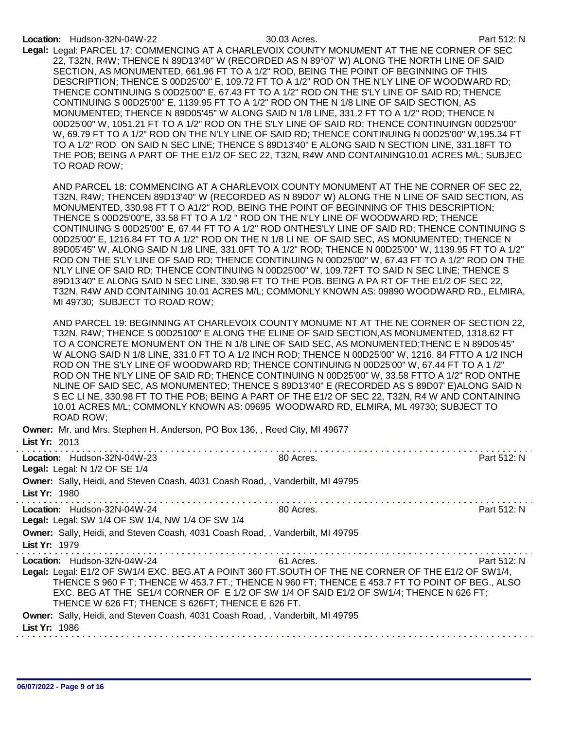**Location:** Hudson-32N-04W-22 30.03 Acres. Part 512: N

**Legal:** Legal: PARCEL 17: COMMENCING AT A CHARLEVOIX COUNTY MONUMENT AT THE NE CORNER OF SEC 22, T32N, R4W; THENCE N 89D13'40" W (RECORDED AS N 89°07' W) ALONG THE NORTH LINE OF SAID SECTION, AS MONUMENTED, 661.96 FT TO A 1/2" ROD, BEING THE POINT OF BEGINNING OF THIS DESCRIPTION; THENCE S 00D25'00" E, 109.72 FT TO A 1/2" ROD ON THE N'LY LINE OF WOODWARD RD; THENCE CONTINUING S 00D25'00" E, 67.43 FT TO A 1/2" ROD ON THE S'LY LINE OF SAID RD; THENCE CONTINUING S 00D25'00" E, 1139.95 FT TO A 1/2" ROD ON THE N 1/8 LINE OF SAID SECTION, AS MONUMENTED; THENCE N 89D05'45" W ALONG SAID N 1/8 LINE, 331.2 FT TO A 1/2" ROD; THENCE N 00D25'00" W, 1051.21 FT TO A 1/2" ROD ON THE S'LY LINE OF SAID RD; THENCE CONTINUINGN 00D25'00" W, 69.79 FT TO A 1/2" ROD ON THE N'LY LINE OF SAID RD; THENCE CONTINUING N 00D25'00" W,195.34 FT TO A 1/2" ROD ON SAID N SEC LINE; THENCE S 89D13'40" E ALONG SAID N SECTION LINE, 331.18FT TO THE POB; BEING A PART OF THE E1/2 OF SEC 22, T32N, R4W AND CONTAINING10.01 ACRES M/L; SUBJEC TO ROAD ROW;

AND PARCEL 18: COMMENCING AT A CHARLEVOIX COUNTY MONUMENT AT THE NE CORNER OF SEC 22, T32N, R4W; THENCEN 89D13'40" W (RECORDED AS N 89D07' W) ALONG THE N LINE OF SAID SECTION, AS MONUMENTED, 330.98 FT T O A1/2" ROD, BEING THE POINT OF BEGINNING OF THIS DESCRIPTION; THENCE S 00D25'00"E, 33.58 FT TO A 1/2 " ROD ON THE N'LY LINE OF WOODWARD RD; THENCE CONTINUING S 00D25'00" E, 67.44 FT TO A 1/2" ROD ONTHES'LY LINE OF SAID RD; THENCE CONTINUING S 00D25'00" E, 1216.84 FT TO A 1/2" ROD ON THE N 1/8 LI NE OF SAID SEC, AS MONUMENTED; THENCE N 89D05'45" W, ALONG SAID N 1/8 LINE, 331.0FT TO A 1/2" ROD; THENCE N 00D25'00" W, 1139.95 FT TO A 1/2" ROD ON THE S'LY LINE OF SAID RD; THENCE CONTINUING N 00D25'00" W, 67.43 FT TO A 1/2" ROD ON THE N'LY LINE OF SAID RD; THENCE CONTINUING N 00D25'00" W, 109.72FT TO SAID N SEC LINE; THENCE S 89D13'40" E ALONG SAID N SEC LINE, 330.98 FT TO THE POB. BEING A PA RT OF THE E1/2 OF SEC 22, T32N, R4W AND CONTAINING 10.01 ACRES M/L; COMMONLY KNOWN AS: 09890 WOODWARD RD., ELMIRA, MI 49730; SUBJECT TO ROAD ROW;

AND PARCEL 19: BEGINNING AT CHARLEVOIX COUNTY MONUME NT AT THE NE CORNER OF SECTION 22, T32N, R4W; THENCE S 00D25100" E ALONG THE ELINE OF SAID SECTION,AS MONUMENTED, 1318.62 FT TO A CONCRETE MONUMENT ON THE N 1/8 LINE OF SAID SEC, AS MONUMENTED;THENC E N 89D05'45" W ALONG SAID N 1/8 LINE, 331.0 FT TO A 1/2 INCH ROD; THENCE N 00D25'00" W, 1216. 84 FTTO A 1/2 INCH ROD ON THE S'LY LINE OF WOODWARD RD; THENCE CONTINUING N 00D25'00" W, 67.44 FT TO A 1 /2" ROD ON THE N'LY LINE OF SAID RD; THENCE CONTINUING N 00D25'00" W, 33.58 FTTO A 1/2" ROD ONTHE NLINE OF SAID SEC, AS MONUMENTED; THENCE S 89D13'40" E (RECORDED AS S 89D07' E)ALONG SAID N S EC LI NE, 330.98 FT TO THE POB; BEING A PART OF THE E1/2 OF SEC 22, T32N, R4 W AND CONTAINING 10.01 ACRES M/L; COMMONLY KNOWN AS: 09695 WOODWARD RD, ELMIRA, ML 49730; SUBJECT TO ROAD ROW;

**Owner:** Mr. and Mrs. Stephen H. Anderson, PO Box 136, , Reed City, MI 49677

**List Yr:** 2013

---

**Location:** Hudson-32N-04W-23 80 Acres. Part 512: N

**Legal:** Legal: N 1/2 OF SE 1/4

**Owner:** Sally, Heidi, and Steven Coash, 4031 Coash Road, , Vanderbilt, MI 49795

**List Yr:** 1980

---

**Location:** Hudson-32N-04W-24 80 Acres. Part 512: N

**Legal:** Legal: SW 1/4 OF SW 1/4, NW 1/4 OF SW 1/4

**Owner:** Sally, Heidi, and Steven Coash, 4031 Coash Road, , Vanderbilt, MI 49795

**List Yr:** 1979

---

**Location:** Hudson-32N-04W-24 61 Acres. Part 512: N

**Legal:** Legal: E1/2 OF SW1/4 EXC. BEG.AT A POINT 360 FT.SOUTH OF THE NE CORNER OF THE E1/2 OF SW1/4, THENCE S 960 F T; THENCE W 453.7 FT.; THENCE N 960 FT; THENCE E 453.7 FT TO POINT OF BEG., ALSO EXC. BEG AT THE SE1/4 CORNER OF E 1/2 OF SW 1/4 OF SAID E1/2 OF SW1/4; THENCE N 626 FT; THENCE W 626 FT; THENCE S 626FT; THENCE E 626 FT.

**Owner:** Sally, Heidi, and Steven Coash, 4031 Coash Road, , Vanderbilt, MI 49795

**List Yr:** 1986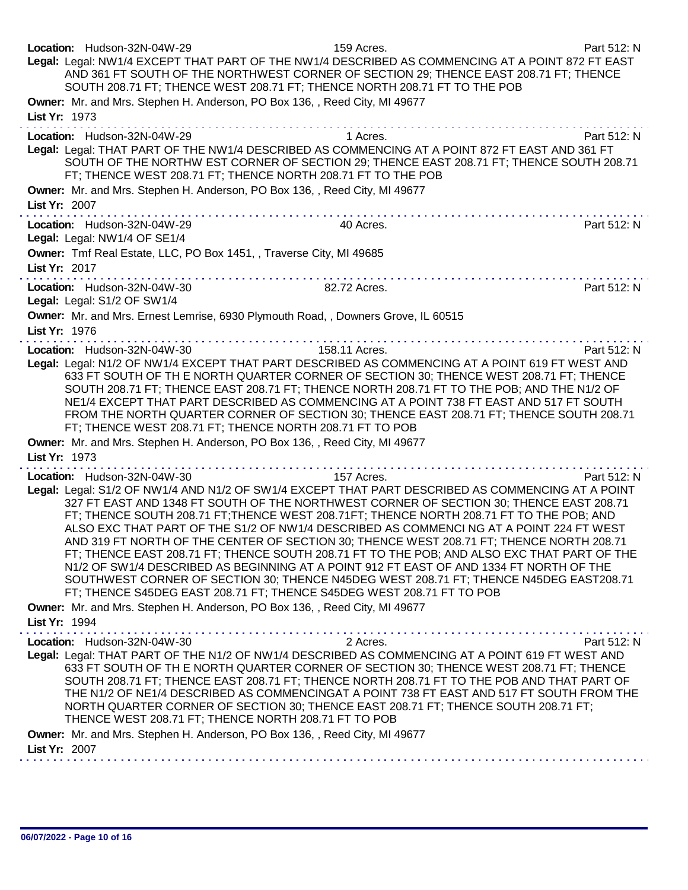**Location:** Hudson-32N-04W-29 | 159 Acres. | Part 512: N

**Legal:** Legal: NW1/4 EXCEPT THAT PART OF THE NW1/4 DESCRIBED AS COMMENCING AT A POINT 872 FT EAST AND 361 FT SOUTH OF THE NORTHWEST CORNER OF SECTION 29; THENCE EAST 208.71 FT; THENCE SOUTH 208.71 FT; THENCE WEST 208.71 FT; THENCE NORTH 208.71 FT TO THE POB

**Owner:** Mr. and Mrs. Stephen H. Anderson, PO Box 136, , Reed City, MI 49677

**List Yr:** 1973

---

**Location:** Hudson-32N-04W-29 | 1 Acres. | Part 512: N

**Legal:** Legal: THAT PART OF THE NW1/4 DESCRIBED AS COMMENCING AT A POINT 872 FT EAST AND 361 FT SOUTH OF THE NORTHW EST CORNER OF SECTION 29; THENCE EAST 208.71 FT; THENCE SOUTH 208.71 FT; THENCE WEST 208.71 FT; THENCE NORTH 208.71 FT TO THE POB

**Owner:** Mr. and Mrs. Stephen H. Anderson, PO Box 136, , Reed City, MI 49677

**List Yr:** 2007

---

**Location:** Hudson-32N-04W-29 | 40 Acres. | Part 512: N

**Legal:** Legal: NW1/4 OF SE1/4

**Owner:** Tmf Real Estate, LLC, PO Box 1451, , Traverse City, MI 49685

**List Yr:** 2017

---

**Location:** Hudson-32N-04W-30 | 82.72 Acres. | Part 512: N

**Legal:** Legal: S1/2 OF SW1/4

**Owner:** Mr. and Mrs. Ernest Lemrise, 6930 Plymouth Road, , Downers Grove, IL 60515

**List Yr:** 1976

---

**Location:** Hudson-32N-04W-30 | 158.11 Acres. | Part 512: N

**Legal:** Legal: N1/2 OF NW1/4 EXCEPT THAT PART DESCRIBED AS COMMENCING AT A POINT 619 FT WEST AND 633 FT SOUTH OF TH E NORTH QUARTER CORNER OF SECTION 30; THENCE WEST 208.71 FT; THENCE SOUTH 208.71 FT; THENCE EAST 208.71 FT; THENCE NORTH 208.71 FT TO THE POB; AND THE N1/2 OF NE1/4 EXCEPT THAT PART DESCRIBED AS COMMENCING AT A POINT 738 FT EAST AND 517 FT SOUTH FROM THE NORTH QUARTER CORNER OF SECTION 30; THENCE EAST 208.71 FT; THENCE SOUTH 208.71 FT; THENCE WEST 208.71 FT; THENCE NORTH 208.71 FT TO POB

**Owner:** Mr. and Mrs. Stephen H. Anderson, PO Box 136, , Reed City, MI 49677

**List Yr:** 1973

---

**Location:** Hudson-32N-04W-30 | 157 Acres. | Part 512: N

**Legal:** Legal: S1/2 OF NW1/4 AND N1/2 OF SW1/4 EXCEPT THAT PART DESCRIBED AS COMMENCING AT A POINT 327 FT EAST AND 1348 FT SOUTH OF THE NORTHWEST CORNER OF SECTION 30; THENCE EAST 208.71 FT; THENCE SOUTH 208.71 FT;THENCE WEST 208.71FT; THENCE NORTH 208.71 FT TO THE POB; AND ALSO EXC THAT PART OF THE S1/2 OF NW1/4 DESCRIBED AS COMMENCI NG AT A POINT 224 FT WEST AND 319 FT NORTH OF THE CENTER OF SECTION 30; THENCE WEST 208.71 FT; THENCE NORTH 208.71 FT; THENCE EAST 208.71 FT; THENCE SOUTH 208.71 FT TO THE POB; AND ALSO EXC THAT PART OF THE N1/2 OF SW1/4 DESCRIBED AS BEGINNING AT A POINT 912 FT EAST OF AND 1334 FT NORTH OF THE SOUTHWEST CORNER OF SECTION 30; THENCE N45DEG WEST 208.71 FT; THENCE N45DEG EAST208.71 FT; THENCE S45DEG EAST 208.71 FT; THENCE S45DEG WEST 208.71 FT TO POB

**Owner:** Mr. and Mrs. Stephen H. Anderson, PO Box 136, , Reed City, MI 49677

**List Yr:** 1994

---

**Location:** Hudson-32N-04W-30 | 2 Acres. | Part 512: N

**Legal:** Legal: THAT PART OF THE N1/2 OF NW1/4 DESCRIBED AS COMMENCING AT A POINT 619 FT WEST AND 633 FT SOUTH OF TH E NORTH QUARTER CORNER OF SECTION 30; THENCE WEST 208.71 FT; THENCE SOUTH 208.71 FT; THENCE EAST 208.71 FT; THENCE NORTH 208.71 FT TO THE POB AND THAT PART OF THE N1/2 OF NE1/4 DESCRIBED AS COMMENCINGAT A POINT 738 FT EAST AND 517 FT SOUTH FROM THE NORTH QUARTER CORNER OF SECTION 30; THENCE EAST 208.71 FT; THENCE SOUTH 208.71 FT; THENCE WEST 208.71 FT; THENCE NORTH 208.71 FT TO POB

**Owner:** Mr. and Mrs. Stephen H. Anderson, PO Box 136, , Reed City, MI 49677

**List Yr:** 2007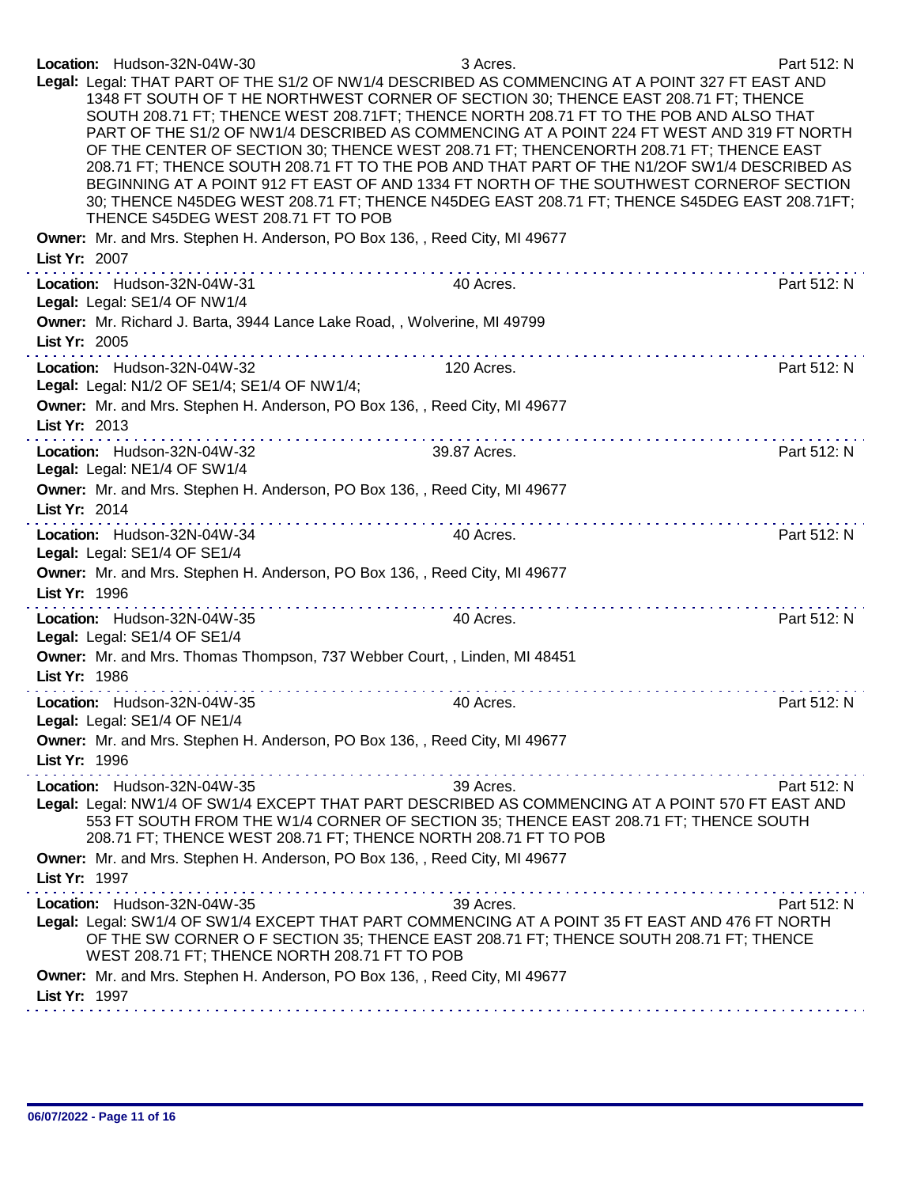**Location:** Hudson-32N-04W-30 3 Acres. Part 512: N

**Legal:** Legal: THAT PART OF THE S1/2 OF NW1/4 DESCRIBED AS COMMENCING AT A POINT 327 FT EAST AND 1348 FT SOUTH OF T HE NORTHWEST CORNER OF SECTION 30; THENCE EAST 208.71 FT; THENCE SOUTH 208.71 FT; THENCE WEST 208.71FT; THENCE NORTH 208.71 FT TO THE POB AND ALSO THAT PART OF THE S1/2 OF NW1/4 DESCRIBED AS COMMENCING AT A POINT 224 FT WEST AND 319 FT NORTH OF THE CENTER OF SECTION 30; THENCE WEST 208.71 FT; THENCENORTH 208.71 FT; THENCE EAST 208.71 FT; THENCE SOUTH 208.71 FT TO THE POB AND THAT PART OF THE N1/2OF SW1/4 DESCRIBED AS BEGINNING AT A POINT 912 FT EAST OF AND 1334 FT NORTH OF THE SOUTHWEST CORNEROF SECTION 30; THENCE N45DEG WEST 208.71 FT; THENCE N45DEG EAST 208.71 FT; THENCE S45DEG EAST 208.71FT; THENCE S45DEG WEST 208.71 FT TO POB

**Owner:** Mr. and Mrs. Stephen H. Anderson, PO Box 136, , Reed City, MI 49677

**List Yr:** 2007

---

**Location:** Hudson-32N-04W-31 40 Acres. Part 512: N

**Legal:** Legal: SE1/4 OF NW1/4

**Owner:** Mr. Richard J. Barta, 3944 Lance Lake Road, , Wolverine, MI 49799

**List Yr:** 2005

---

**Location:** Hudson-32N-04W-32 120 Acres. Part 512: N

**Legal:** Legal: N1/2 OF SE1/4; SE1/4 OF NW1/4;

**Owner:** Mr. and Mrs. Stephen H. Anderson, PO Box 136, , Reed City, MI 49677

**List Yr:** 2013

---

**Location:** Hudson-32N-04W-32 39.87 Acres. Part 512: N

**Legal:** Legal: NE1/4 OF SW1/4

**Owner:** Mr. and Mrs. Stephen H. Anderson, PO Box 136, , Reed City, MI 49677

**List Yr:** 2014

---

**Location:** Hudson-32N-04W-34 40 Acres. Part 512: N

**Legal:** Legal: SE1/4 OF SE1/4

**Owner:** Mr. and Mrs. Stephen H. Anderson, PO Box 136, , Reed City, MI 49677

**List Yr:** 1996

---

**Location:** Hudson-32N-04W-35 40 Acres. Part 512: N

**Legal:** Legal: SE1/4 OF SE1/4

**Owner:** Mr. and Mrs. Thomas Thompson, 737 Webber Court, , Linden, MI 48451

**List Yr:** 1986

---

**Location:** Hudson-32N-04W-35 40 Acres. Part 512: N

**Legal:** Legal: SE1/4 OF NE1/4

**Owner:** Mr. and Mrs. Stephen H. Anderson, PO Box 136, , Reed City, MI 49677

**List Yr:** 1996

---

**Location:** Hudson-32N-04W-35 39 Acres. Part 512: N

**Legal:** Legal: NW1/4 OF SW1/4 EXCEPT THAT PART DESCRIBED AS COMMENCING AT A POINT 570 FT EAST AND 553 FT SOUTH FROM THE W1/4 CORNER OF SECTION 35; THENCE EAST 208.71 FT; THENCE SOUTH 208.71 FT; THENCE WEST 208.71 FT; THENCE NORTH 208.71 FT TO POB

**Owner:** Mr. and Mrs. Stephen H. Anderson, PO Box 136, , Reed City, MI 49677

**List Yr:** 1997

---

**Location:** Hudson-32N-04W-35 39 Acres. Part 512: N

**Legal:** Legal: SW1/4 OF SW1/4 EXCEPT THAT PART COMMENCING AT A POINT 35 FT EAST AND 476 FT NORTH OF THE SW CORNER O F SECTION 35; THENCE EAST 208.71 FT; THENCE SOUTH 208.71 FT; THENCE WEST 208.71 FT; THENCE NORTH 208.71 FT TO POB

**Owner:** Mr. and Mrs. Stephen H. Anderson, PO Box 136, , Reed City, MI 49677

**List Yr:** 1997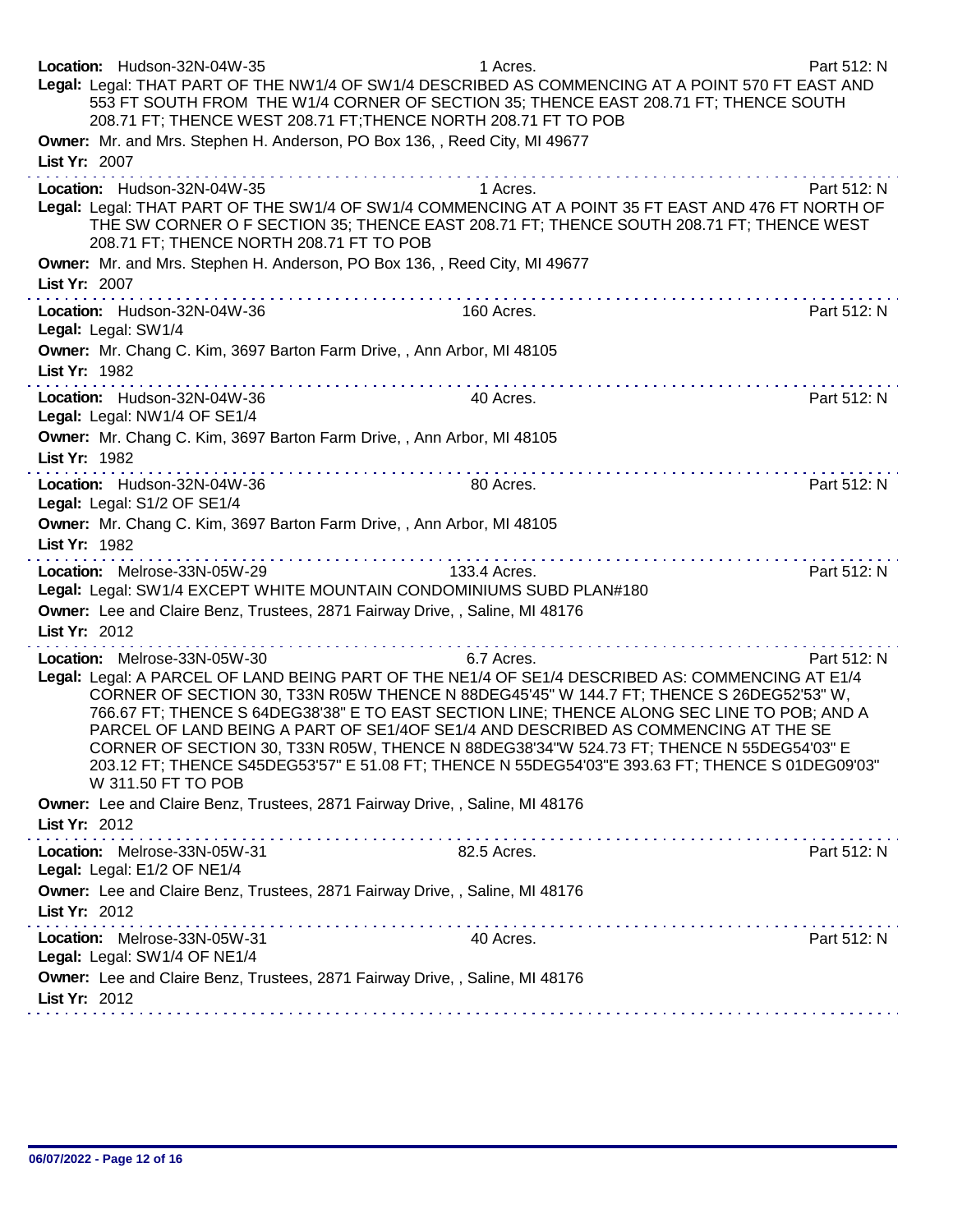**Location:** Hudson-32N-04W-35 1 Acres. Part 512: N

**Legal:** Legal: THAT PART OF THE NW1/4 OF SW1/4 DESCRIBED AS COMMENCING AT A POINT 570 FT EAST AND 553 FT SOUTH FROM THE W1/4 CORNER OF SECTION 35; THENCE EAST 208.71 FT; THENCE SOUTH 208.71 FT; THENCE WEST 208.71 FT;THENCE NORTH 208.71 FT TO POB

**Owner:** Mr. and Mrs. Stephen H. Anderson, PO Box 136, , Reed City, MI 49677

**List Yr:** 2007

---

**Location:** Hudson-32N-04W-35 1 Acres. Part 512: N

**Legal:** Legal: THAT PART OF THE SW1/4 OF SW1/4 COMMENCING AT A POINT 35 FT EAST AND 476 FT NORTH OF THE SW CORNER O F SECTION 35; THENCE EAST 208.71 FT; THENCE SOUTH 208.71 FT; THENCE WEST 208.71 FT; THENCE NORTH 208.71 FT TO POB

**Owner:** Mr. and Mrs. Stephen H. Anderson, PO Box 136, , Reed City, MI 49677

**List Yr:** 2007

---

**Location:** Hudson-32N-04W-36 160 Acres. Part 512: N

**Legal:** Legal: SW1/4

**Owner:** Mr. Chang C. Kim, 3697 Barton Farm Drive, , Ann Arbor, MI 48105

**List Yr:** 1982

---

**Location:** Hudson-32N-04W-36 40 Acres. Part 512: N

**Legal:** Legal: NW1/4 OF SE1/4

**Owner:** Mr. Chang C. Kim, 3697 Barton Farm Drive, , Ann Arbor, MI 48105

**List Yr:** 1982

---

**Location:** Hudson-32N-04W-36 80 Acres. Part 512: N

**Legal:** Legal: S1/2 OF SE1/4

**Owner:** Mr. Chang C. Kim, 3697 Barton Farm Drive, , Ann Arbor, MI 48105

**List Yr:** 1982

---

**Location:** Melrose-33N-05W-29 133.4 Acres. Part 512: N

**Legal:** Legal: SW1/4 EXCEPT WHITE MOUNTAIN CONDOMINIUMS SUBD PLAN#180

**Owner:** Lee and Claire Benz, Trustees, 2871 Fairway Drive, , Saline, MI 48176

**List Yr:** 2012

---

**Location:** Melrose-33N-05W-30 6.7 Acres. Part 512: N

**Legal:** Legal: A PARCEL OF LAND BEING PART OF THE NE1/4 OF SE1/4 DESCRIBED AS: COMMENCING AT E1/4 CORNER OF SECTION 30, T33N R05W THENCE N 88DEG45'45" W 144.7 FT; THENCE S 26DEG52'53" W, 766.67 FT; THENCE S 64DEG38'38" E TO EAST SECTION LINE; THENCE ALONG SEC LINE TO POB; AND A PARCEL OF LAND BEING A PART OF SE1/4OF SE1/4 AND DESCRIBED AS COMMENCING AT THE SE CORNER OF SECTION 30, T33N R05W, THENCE N 88DEG38'34"W 524.73 FT; THENCE N 55DEG54'03" E 203.12 FT; THENCE S45DEG53'57" E 51.08 FT; THENCE N 55DEG54'03"E 393.63 FT; THENCE S 01DEG09'03" W 311.50 FT TO POB

**Owner:** Lee and Claire Benz, Trustees, 2871 Fairway Drive, , Saline, MI 48176

**List Yr:** 2012

---

**Location:** Melrose-33N-05W-31 82.5 Acres. Part 512: N

**Legal:** Legal: E1/2 OF NE1/4

**Owner:** Lee and Claire Benz, Trustees, 2871 Fairway Drive, , Saline, MI 48176

**List Yr:** 2012

---

**Location:** Melrose-33N-05W-31 40 Acres. Part 512: N

**Legal:** Legal: SW1/4 OF NE1/4

**Owner:** Lee and Claire Benz, Trustees, 2871 Fairway Drive, , Saline, MI 48176

**List Yr:** 2012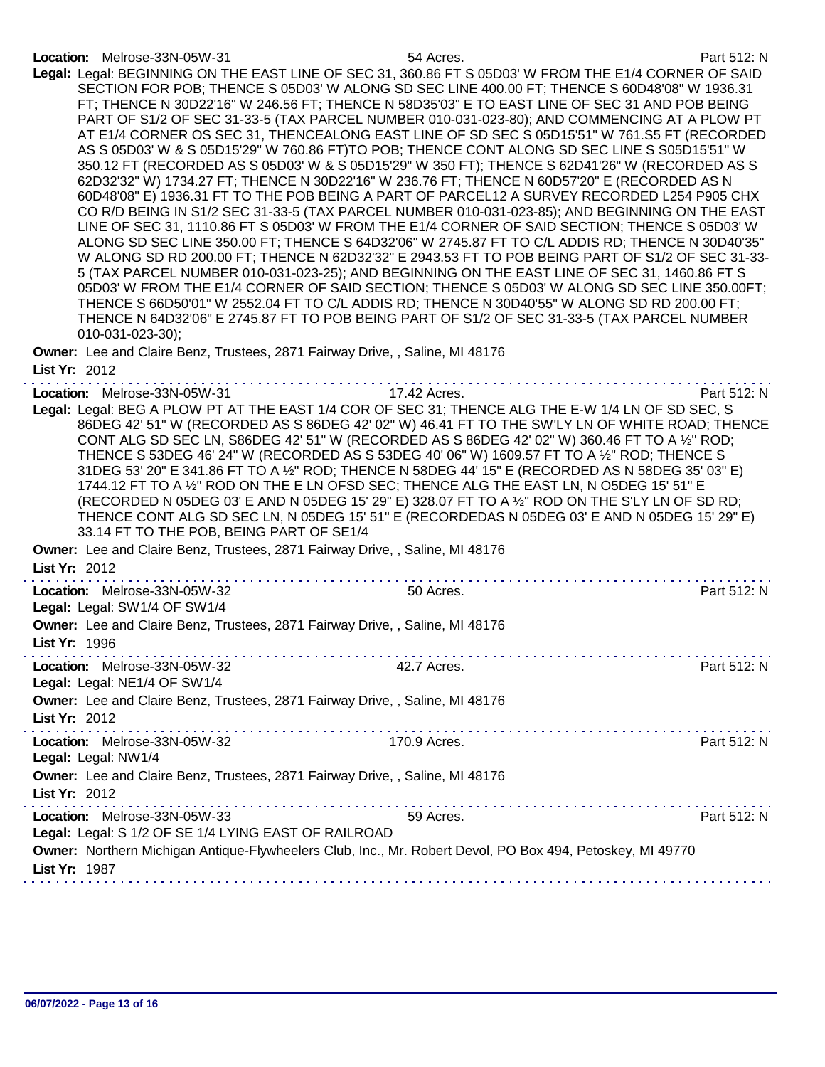**Location:** Melrose-33N-05W-31 54 Acres. Part 512: N

**Legal:** Legal: BEGINNING ON THE EAST LINE OF SEC 31, 360.86 FT S 05D03' W FROM THE E1/4 CORNER OF SAID SECTION FOR POB; THENCE S 05D03' W ALONG SD SEC LINE 400.00 FT; THENCE S 60D48'08" W 1936.31 FT; THENCE N 30D22'16" W 246.56 FT; THENCE N 58D35'03" E TO EAST LINE OF SEC 31 AND POB BEING PART OF S1/2 OF SEC 31-33-5 (TAX PARCEL NUMBER 010-031-023-80); AND COMMENCING AT A PLOW PT AT E1/4 CORNER OS SEC 31, THENCEALONG EAST LINE OF SD SEC S 05D15'51" W 761.S5 FT (RECORDED AS S 05D03' W & S 05D15'29" W 760.86 FT)TO POB; THENCE CONT ALONG SD SEC LINE S S05D15'51" W 350.12 FT (RECORDED AS S 05D03' W & S 05D15'29" W 350 FT); THENCE S 62D41'26" W (RECORDED AS S 62D32'32" W) 1734.27 FT; THENCE N 30D22'16" W 236.76 FT; THENCE N 60D57'20" E (RECORDED AS N 60D48'08" E) 1936.31 FT TO THE POB BEING A PART OF PARCEL12 A SURVEY RECORDED L254 P905 CHX CO R/D BEING IN S1/2 SEC 31-33-5 (TAX PARCEL NUMBER 010-031-023-85); AND BEGINNING ON THE EAST LINE OF SEC 31, 1110.86 FT S 05D03' W FROM THE E1/4 CORNER OF SAID SECTION; THENCE S 05D03' W ALONG SD SEC LINE 350.00 FT; THENCE S 64D32'06" W 2745.87 FT TO C/L ADDIS RD; THENCE N 30D40'35" W ALONG SD RD 200.00 FT; THENCE N 62D32'32" E 2943.53 FT TO POB BEING PART OF S1/2 OF SEC 31-33-5 (TAX PARCEL NUMBER 010-031-023-25); AND BEGINNING ON THE EAST LINE OF SEC 31, 1460.86 FT S 05D03' W FROM THE E1/4 CORNER OF SAID SECTION; THENCE S 05D03' W ALONG SD SEC LINE 350.00FT; THENCE S 66D50'01" W 2552.04 FT TO C/L ADDIS RD; THENCE N 30D40'55" W ALONG SD RD 200.00 FT; THENCE N 64D32'06" E 2745.87 FT TO POB BEING PART OF S1/2 OF SEC 31-33-5 (TAX PARCEL NUMBER 010-031-023-30);

**Owner:** Lee and Claire Benz, Trustees, 2871 Fairway Drive, , Saline, MI 48176

**List Yr:** 2012

---

**Location:** Melrose-33N-05W-31 17.42 Acres. Part 512: N

**Legal:** Legal: BEG A PLOW PT AT THE EAST 1/4 COR OF SEC 31; THENCE ALG THE E-W 1/4 LN OF SD SEC, S 86DEG 42' 51" W (RECORDED AS S 86DEG 42' 02" W) 46.41 FT TO THE SW'LY LN OF WHITE ROAD; THENCE CONT ALG SD SEC LN, S86DEG 42' 51" W (RECORDED AS S 86DEG 42' 02" W) 360.46 FT TO A ½" ROD; THENCE S 53DEG 46' 24" W (RECORDED AS S 53DEG 40' 06" W) 1609.57 FT TO A ½" ROD; THENCE S 31DEG 53' 20" E 341.86 FT TO A ½" ROD; THENCE N 58DEG 44' 15" E (RECORDED AS N 58DEG 35' 03" E) 1744.12 FT TO A ½" ROD ON THE E LN OFSD SEC; THENCE ALG THE EAST LN, N O5DEG 15' 51" E (RECORLED N 05DEG 03' E AND N 05DEG 15' 29" E) 328.07 FT TO A ½" ROD ON THE S'LY LN OF SD RD; THENCE CONT ALG SD SEC LN, N 05DEG 15' 51" E (RECORDEDAS N 05DEG 03' E AND N 05DEG 15' 29" E) 33.14 FT TO THE POB, BEING PART OF SE1/4

**Owner:** Lee and Claire Benz, Trustees, 2871 Fairway Drive, , Saline, MI 48176

**List Yr:** 2012

---

**Location:** Melrose-33N-05W-32 50 Acres. Part 512: N

**Legal:** Legal: SW1/4 OF SW1/4

**Owner:** Lee and Claire Benz, Trustees, 2871 Fairway Drive, , Saline, MI 48176

**List Yr:** 1996

---

**Location:** Melrose-33N-05W-32 42.7 Acres. Part 512: N

**Legal:** Legal: NE1/4 OF SW1/4

**Owner:** Lee and Claire Benz, Trustees, 2871 Fairway Drive, , Saline, MI 48176

**List Yr:** 2012

---

**Location:** Melrose-33N-05W-32 170.9 Acres. Part 512: N

**Legal:** Legal: NW1/4

**Owner:** Lee and Claire Benz, Trustees, 2871 Fairway Drive, , Saline, MI 48176

**List Yr:** 2012

---

**Location:** Melrose-33N-05W-33 59 Acres. Part 512: N

**Legal:** Legal: S 1/2 OF SE 1/4 LYING EAST OF RAILROAD

**Owner:** Northern Michigan Antique-Flywheelers Club, Inc., Mr. Robert Devol, PO Box 494, Petoskey, MI 49770

**List Yr:** 1987

---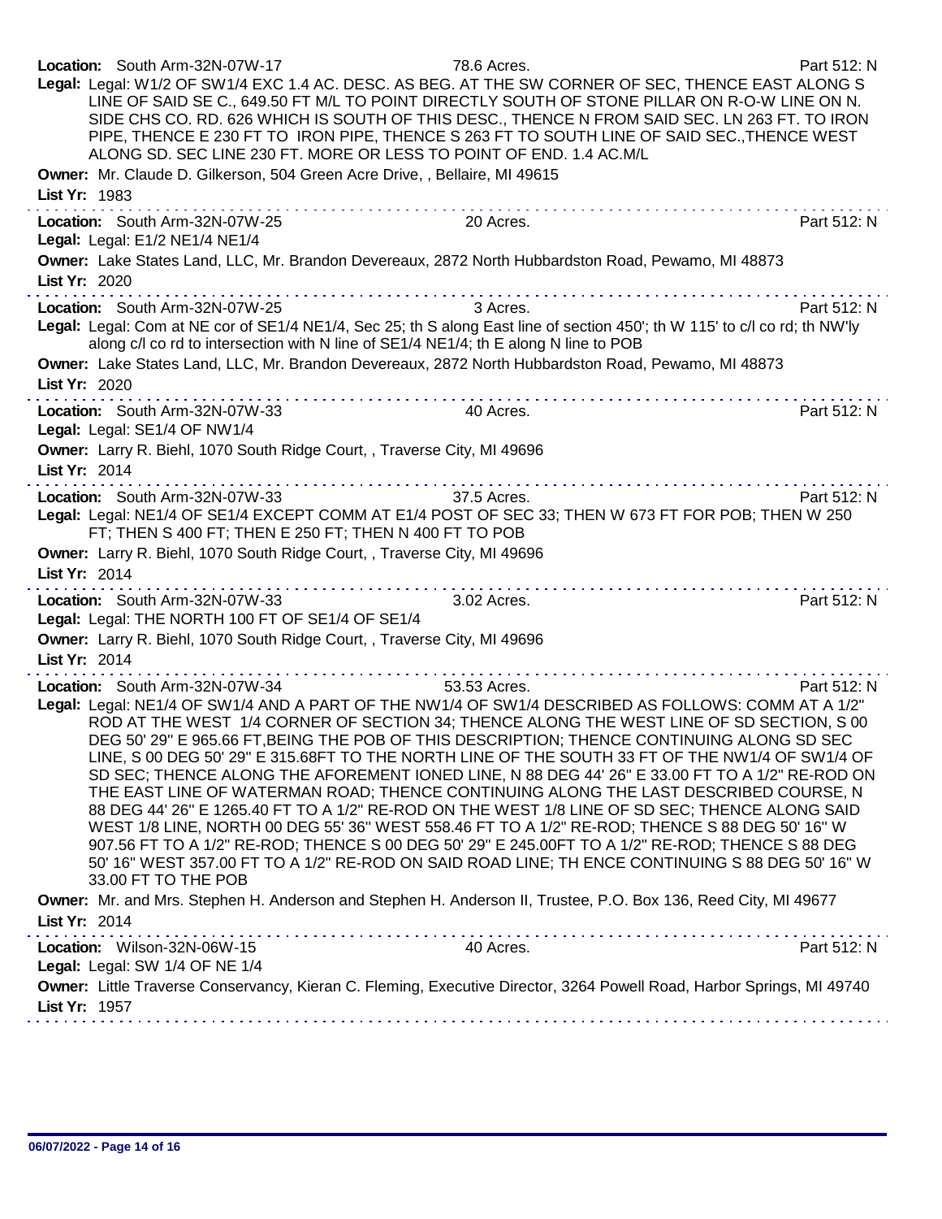**Location:** South Arm-32N-07W-17 78.6 Acres. Part 512: N

**Legal:** Legal: W1/2 OF SW1/4 EXC 1.4 AC. DESC. AS BEG. AT THE SW CORNER OF SEC, THENCE EAST ALONG S LINE OF SAID SE C., 649.50 FT M/L TO POINT DIRECTLY SOUTH OF STONE PILLAR ON R-O-W LINE ON N. SIDE CHS CO. RD. 626 WHICH IS SOUTH OF THIS DESC., THENCE N FROM SAID SEC. LN 263 FT. TO IRON PIPE, THENCE E 230 FT TO IRON PIPE, THENCE S 263 FT TO SOUTH LINE OF SAID SEC.,THENCE WEST ALONG SD. SEC LINE 230 FT. MORE OR LESS TO POINT OF END. 1.4 AC.M/L

**Owner:** Mr. Claude D. Gilkerson, 504 Green Acre Drive, , Bellaire, MI 49615

**List Yr:** 1983

---

**Location:** South Arm-32N-07W-25 20 Acres. Part 512: N

**Legal:** Legal: E1/2 NE1/4 NE1/4

**Owner:** Lake States Land, LLC, Mr. Brandon Devereaux, 2872 North Hubbardston Road, Pewamo, MI 48873

**List Yr:** 2020

---

**Location:** South Arm-32N-07W-25 3 Acres. Part 512: N

**Legal:** Legal: Com at NE cor of SE1/4 NE1/4, Sec 25; th S along East line of section 450'; th W 115' to c/l co rd; th NW'ly along c/l co rd to intersection with N line of SE1/4 NE1/4; th E along N line to POB

**Owner:** Lake States Land, LLC, Mr. Brandon Devereaux, 2872 North Hubbardston Road, Pewamo, MI 48873

**List Yr:** 2020

---

**Location:** South Arm-32N-07W-33 40 Acres. Part 512: N

**Legal:** Legal: SE1/4 OF NW1/4

**Owner:** Larry R. Biehl, 1070 South Ridge Court, , Traverse City, MI 49696

**List Yr:** 2014

---

**Location:** South Arm-32N-07W-33 37.5 Acres. Part 512: N

**Legal:** Legal: NE1/4 OF SE1/4 EXCEPT COMM AT E1/4 POST OF SEC 33; THEN W 673 FT FOR POB; THEN W 250 FT; THEN S 400 FT; THEN E 250 FT; THEN N 400 FT TO POB

**Owner:** Larry R. Biehl, 1070 South Ridge Court, , Traverse City, MI 49696

**List Yr:** 2014

---

**Location:** South Arm-32N-07W-33 3.02 Acres. Part 512: N

**Legal:** Legal: THE NORTH 100 FT OF SE1/4 OF SE1/4

**Owner:** Larry R. Biehl, 1070 South Ridge Court, , Traverse City, MI 49696

**List Yr:** 2014

---

**Location:** South Arm-32N-07W-34 53.53 Acres. Part 512: N

**Legal:** Legal: NE1/4 OF SW1/4 AND A PART OF THE NW1/4 OF SW1/4 DESCRIBED AS FOLLOWS: COMM AT A 1/2" ROD AT THE WEST 1/4 CORNER OF SECTION 34; THENCE ALONG THE WEST LINE OF SD SECTION, S 00 DEG 50' 29" E 965.66 FT,BEING THE POB OF THIS DESCRIPTION; THENCE CONTINUING ALONG SD SEC LINE, S 00 DEG 50' 29" E 315.68FT TO THE NORTH LINE OF THE SOUTH 33 FT OF THE NW1/4 OF SW1/4 OF SD SEC; THENCE ALONG THE AFOREMENT IONED LINE, N 88 DEG 44' 26" E 33.00 FT TO A 1/2" RE-ROD ON THE EAST LINE OF WATERMAN ROAD; THENCE CONTINUING ALONG THE LAST DESCRIBED COURSE, N 88 DEG 44' 26" E 1265.40 FT TO A 1/2" RE-ROD ON THE WEST 1/8 LINE OF SD SEC; THENCE ALONG SAID WEST 1/8 LINE, NORTH 00 DEG 55' 36" WEST 558.46 FT TO A 1/2" RE-ROD; THENCE S 88 DEG 50' 16" W 907.56 FT TO A 1/2" RE-ROD; THENCE S 00 DEG 50' 29" E 245.00FT TO A 1/2" RE-ROD; THENCE S 88 DEG 50' 16" WEST 357.00 FT TO A 1/2" RE-ROD ON SAID ROAD LINE; TH ENCE CONTINUING S 88 DEG 50' 16" W 33.00 FT TO THE POB

**Owner:** Mr. and Mrs. Stephen H. Anderson and Stephen H. Anderson II, Trustee, P.O. Box 136, Reed City, MI 49677

**List Yr:** 2014

---

**Location:** Wilson-32N-06W-15 40 Acres. Part 512: N

**Legal:** Legal: SW 1/4 OF NE 1/4

**Owner:** Little Traverse Conservancy, Kieran C. Fleming, Executive Director, 3264 Powell Road, Harbor Springs, MI 49740

**List Yr:** 1957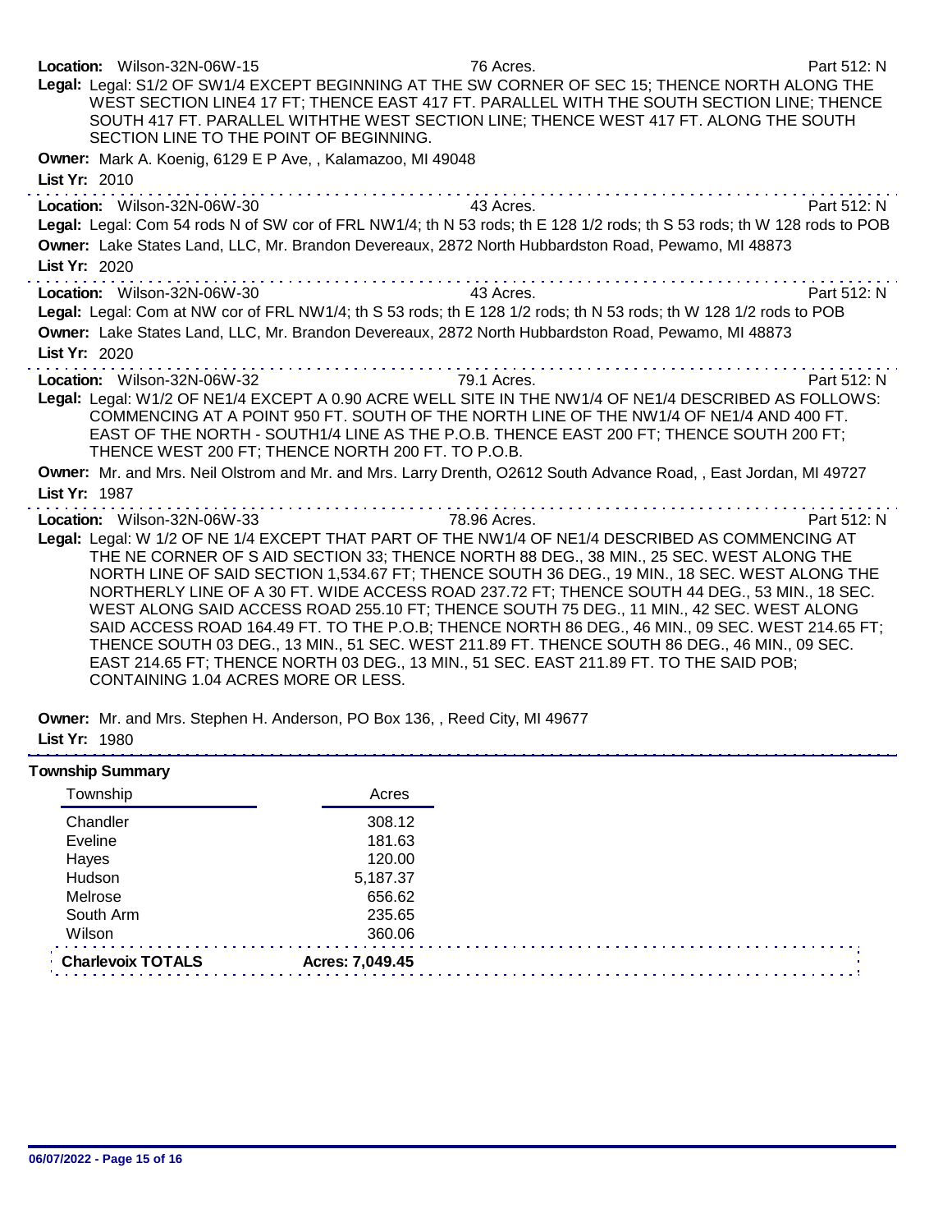**Location:** Wilson-32N-06W-15 76 Acres. Part 512: N

**Legal:** Legal: S1/2 OF SW1/4 EXCEPT BEGINNING AT THE SW CORNER OF SEC 15; THENCE NORTH ALONG THE WEST SECTION LINE4 17 FT; THENCE EAST 417 FT. PARALLEL WITH THE SOUTH SECTION LINE; THENCE SOUTH 417 FT. PARALLEL WITHTHE WEST SECTION LINE; THENCE WEST 417 FT. ALONG THE SOUTH SECTION LINE TO THE POINT OF BEGINNING.

**Owner:** Mark A. Koenig, 6129 E P Ave, , Kalamazoo, MI 49048

**List Yr:** 2010

---

**Location:** Wilson-32N-06W-30 43 Acres. Part 512: N

**Legal:** Legal: Com 54 rods N of SW cor of FRL NW1/4; th N 53 rods; th E 128 1/2 rods; th S 53 rods; th W 128 rods to POB

**Owner:** Lake States Land, LLC, Mr. Brandon Devereaux, 2872 North Hubbardston Road, Pewamo, MI 48873

**List Yr:** 2020

---

**Location:** Wilson-32N-06W-30 43 Acres. Part 512: N

**Legal:** Legal: Com at NW cor of FRL NW1/4; th S 53 rods; th E 128 1/2 rods; th N 53 rods; th W 128 1/2 rods to POB

**Owner:** Lake States Land, LLC, Mr. Brandon Devereaux, 2872 North Hubbardston Road, Pewamo, MI 48873

**List Yr:** 2020

---

**Location:** Wilson-32N-06W-32 79.1 Acres. Part 512: N

**Legal:** Legal: W1/2 OF NE1/4 EXCEPT A 0.90 ACRE WELL SITE IN THE NW1/4 OF NE1/4 DESCRIBED AS FOLLOWS: COMMENCING AT A POINT 950 FT. SOUTH OF THE NORTH LINE OF THE NW1/4 OF NE1/4 AND 400 FT. EAST OF THE NORTH - SOUTH1/4 LINE AS THE P.O.B. THENCE EAST 200 FT; THENCE SOUTH 200 FT; THENCE WEST 200 FT; THENCE NORTH 200 FT. TO P.O.B.

**Owner:** Mr. and Mrs. Neil Olstrom and Mr. and Mrs. Larry Drenth, O2612 South Advance Road, , East Jordan, MI 49727

**List Yr:** 1987

---

**Location:** Wilson-32N-06W-33 78.96 Acres. Part 512: N

**Legal:** Legal: W 1/2 OF NE 1/4 EXCEPT THAT PART OF THE NW1/4 OF NE1/4 DESCRIBED AS COMMENCING AT THE NE CORNER OF S AID SECTION 33; THENCE NORTH 88 DEG., 38 MIN., 25 SEC. WEST ALONG THE NORTH LINE OF SAID SECTION 1,534.67 FT; THENCE SOUTH 36 DEG., 19 MIN., 18 SEC. WEST ALONG THE NORTHERLY LINE OF A 30 FT. WIDE ACCESS ROAD 237.72 FT; THENCE SOUTH 44 DEG., 53 MIN., 18 SEC. WEST ALONG SAID ACCESS ROAD 255.10 FT; THENCE SOUTH 75 DEG., 11 MIN., 42 SEC. WEST ALONG SAID ACCESS ROAD 164.49 FT. TO THE P.O.B; THENCE NORTH 86 DEG., 46 MIN., 09 SEC. WEST 214.65 FT; THENCE SOUTH 03 DEG., 13 MIN., 51 SEC. WEST 211.89 FT. THENCE SOUTH 86 DEG., 46 MIN., 09 SEC. EAST 214.65 FT; THENCE NORTH 03 DEG., 13 MIN., 51 SEC. EAST 211.89 FT. TO THE SAID POB; CONTAINING 1.04 ACRES MORE OR LESS.

**Owner:** Mr. and Mrs. Stephen H. Anderson, PO Box 136, , Reed City, MI 49677

**List Yr:** 1980

---

## Township Summary

| Township | Acres |
|---|---|
| Chandler | 308.12 |
| Eveline | 181.63 |
| Hayes | 120.00 |
| Hudson | 5,187.37 |
| Melrose | 656.62 |
| South Arm | 235.65 |
| Wilson | 360.06 |
| **Charlevoix TOTALS** | **Acres: 7,049.45** |

06/07/2022